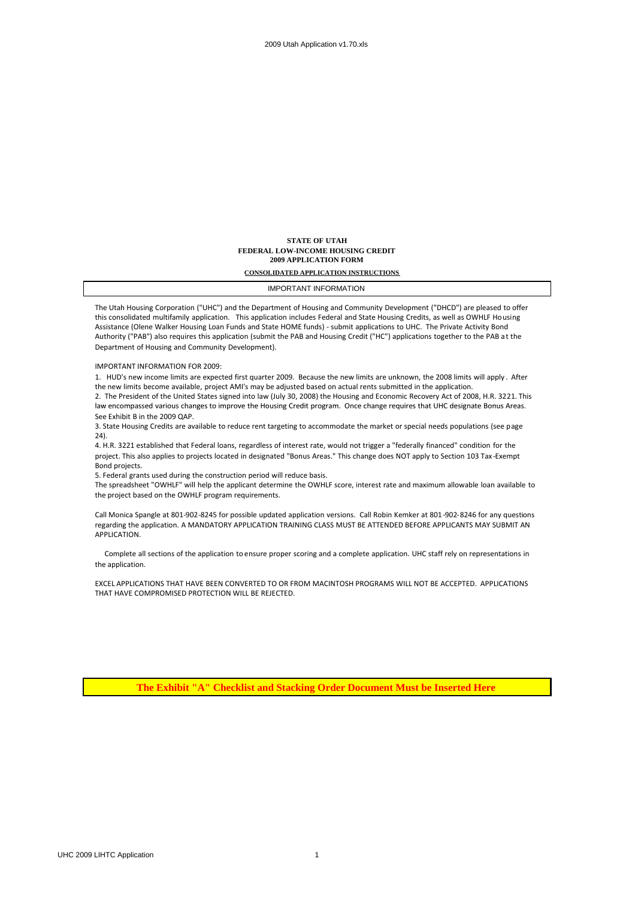**STATE OF UTAH**
**FEDERAL LOW-INCOME HOUSING CREDIT**
**2009 APPLICATION FORM**

**CONSOLIDATED APPLICATION INSTRUCTIONS**

IMPORTANT INFORMATION

The Utah Housing Corporation ("UHC") and the Department of Housing and Community Development ("DHCD") are pleased to offer this consolidated multifamily application. This application includes Federal and State Housing Credits, as well as OWHLF Housing Assistance (Olene Walker Housing Loan Funds and State HOME funds) - submit applications to UHC. The Private Activity Bond Authority ("PAB") also requires this application (submit the PAB and Housing Credit ("HC") applications together to the PAB at the Department of Housing and Community Development).

IMPORTANT INFORMATION FOR 2009:

1. HUD's new income limits are expected first quarter 2009. Because the new limits are unknown, the 2008 limits will apply. After the new limits become available, project AMI's may be adjusted based on actual rents submitted in the application.
2. The President of the United States signed into law (July 30, 2008) the Housing and Economic Recovery Act of 2008, H.R. 3221. This law encompassed various changes to improve the Housing Credit program. Once change requires that UHC designate Bonus Areas. See Exhibit B in the 2009 QAP.
3. State Housing Credits are available to reduce rent targeting to accommodate the market or special needs populations (see page 24).
4. H.R. 3221 established that Federal loans, regardless of interest rate, would not trigger a "federally financed" condition for the project. This also applies to projects located in designated "Bonus Areas." This change does NOT apply to Section 103 Tax-Exempt Bond projects.
5. Federal grants used during the construction period will reduce basis.

The spreadsheet "OWHLF" will help the applicant determine the OWHLF score, interest rate and maximum allowable loan available to the project based on the OWHLF program requirements.

Call Monica Spangle at 801-902-8245 for possible updated application versions. Call Robin Kemker at 801-902-8246 for any questions regarding the application. A MANDATORY APPLICATION TRAINING CLASS MUST BE ATTENDED BEFORE APPLICANTS MAY SUBMIT AN APPLICATION.

Complete all sections of the application to ensure proper scoring and a complete application. UHC staff rely on representations in the application.

EXCEL APPLICATIONS THAT HAVE BEEN CONVERTED TO OR FROM MACINTOSH PROGRAMS WILL NOT BE ACCEPTED. APPLICATIONS THAT HAVE COMPROMISED PROTECTION WILL BE REJECTED.

**The Exhibit "A" Checklist and Stacking Order Document Must be Inserted Here**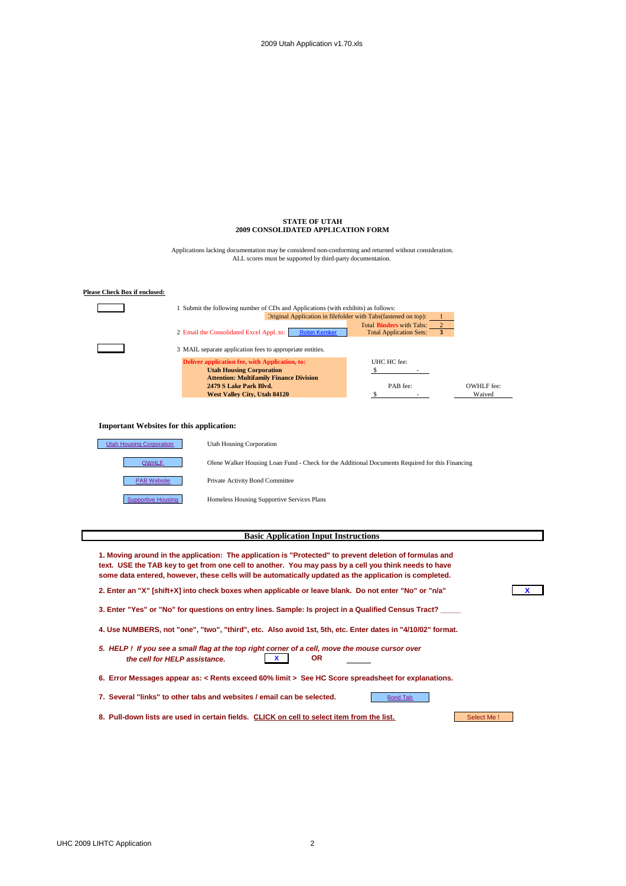**STATE OF UTAH**
**2009 CONSOLIDATED APPLICATION FORM**

Applications lacking documentation may be considered non-conforming and returned without consideration.
ALL scores must be supported by third-party documentation.

**Please Check Box if enclosed:**

1 Submit the following number of CDs and Applications (with exhibits) as follows:

| | |
|---|---|
| Original Application in filefolder with Tabs(fastened on top): | 1 |
| Total **Binders** with Tabs: | 2 |
| Total Application Sets: | **3** |

2 Email the Consolidated Excel Appl. to: Robin Kemker

3 MAIL separate application fees to appropriate entities.

**Deliver application fee, with Application, to:**
**Utah Housing Corporation**
**Attention: Multifamily Finance Division**
**2479 S Lake Park Blvd.**
**West Valley City, Utah 84120**

UHC HC fee: $ -

PAB fee: $ -

OWHLF fee: Waived

**Important Websites for this application:**

| | |
|---|---|
| Utah Housing Corporation | Utah Housing Corporation |
| OWHLF | Olene Walker Housing Loan Fund - Check for the Additional Documents Required for this Financing |
| PAB Website | Private Activity Bond Committee |
| Supportive Housing | Homeless Housing Supportive Services Plans |

## Basic Application Input Instructions

**1. Moving around in the application: The application is "Protected" to prevent deletion of formulas and text. USE the TAB key to get from one cell to another. You may pass by a cell you think needs to have some data entered, however, these cells will be automatically updated as the application is completed.**

**2. Enter an "X" [shift+X] into check boxes when applicable or leave blank. Do not enter "No" or "n/a"** X

**3. Enter "Yes" or "No" for questions on entry lines. Sample: Is project in a Qualified Census Tract? _____**

**4. Use NUMBERS, not "one", "two", "third", etc. Also avoid 1st, 5th, etc. Enter dates in "4/10/02" format.**

***5. HELP ! If you see a small flag at the top right corner of a cell, move the mouse cursor over the cell for HELP assistance.*** X **OR** _____

**6. Error Messages appear as: < Rents exceed 60% limit > See HC Score spreadsheet for explanations.**

**7. Several "links" to other tabs and websites / email can be selected.** Bond Tab

**8. Pull-down lists are used in certain fields. CLICK on cell to select item from the list.** Select Me !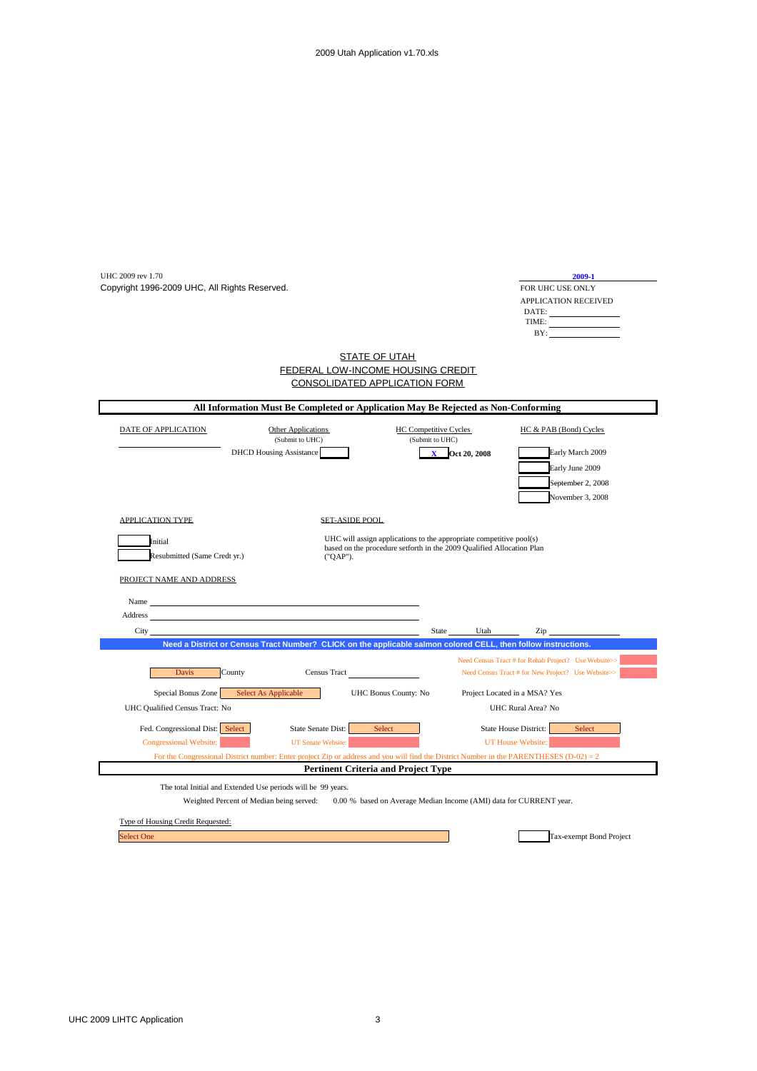UHC 2009 rev 1.70
Copyright 1996-2009 UHC, All Rights Reserved.

**2009-1**
FOR UHC USE ONLY
APPLICATION RECEIVED
DATE: ________
TIME: ________
BY: ________

## STATE OF UTAH
## FEDERAL LOW-INCOME HOUSING CREDIT
## CONSOLIDATED APPLICATION FORM

**All Information Must Be Completed or Application May Be Rejected as Non-Conforming**

| DATE OF APPLICATION | Other Applications (Submit to UHC) | HC Competitive Cycles (Submit to UHC) | HC & PAB (Bond) Cycles |
|---|---|---|---|
| ________ | DHCD Housing Assistance [ ] | [X] **Oct 20, 2008** | [ ] Early March 2009 |
| | | | [ ] Early June 2009 |
| | | | [ ] September 2, 2008 |
| | | | [ ] November 3, 2008 |

APPLICATION TYPE

[ ] Initial
[ ] Resubmitted (Same Credt yr.)

SET-ASIDE POOL

UHC will assign applications to the appropriate competitive pool(s) based on the procedure setforth in the 2009 Qualified Allocation Plan ("QAP").

PROJECT NAME AND ADDRESS

Name ________
Address ________
City ________ State Utah Zip ________

**Need a District or Census Tract Number? CLICK on the applicable salmon colored CELL, then follow instructions.**

Need Census Tract # for Rehab Project? Use Website>>
Need Census Tract # for New Project? Use Website>>

Davis County Census Tract ________

Special Bonus Zone: Select As Applicable UHC Bonus County: No Project Located in a MSA? Yes

UHC Qualified Census Tract: No UHC Rural Area? No

Fed. Congressional Dist: Select State Senate Dist: Select State House District: Select

Congressional Website: UT Senate Website: UT House Website:

For the Congressional District number: Enter project Zip or address and you will find the District Number in the PARENTHESES (D-02) = 2

**Pertinent Criteria and Project Type**

The total Initial and Extended Use periods will be 99 years.

Weighted Percent of Median being served: 0.00 % based on Average Median Income (AMI) data for CURRENT year.

Type of Housing Credit Requested:

Select One [ ] Tax-exempt Bond Project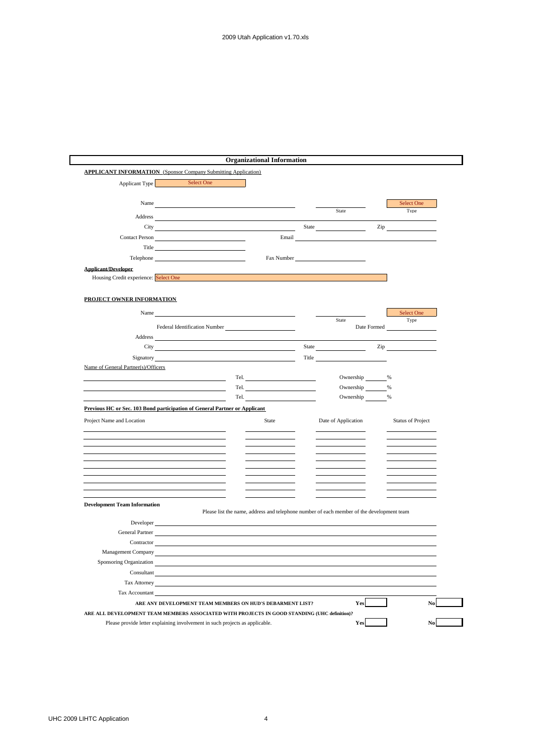## Organizational Information

**APPLICANT INFORMATION** (Sponsor Company Submitting Application)

Applicant Type: Select One

Name ______________________ State ______ Select One Type

Address ______________________

City ______________________ State ______ Zip ______

Contact Person ______________________ Email ______________________

Title ______________________

Telephone ______________________ Fax Number ______________________

**Applicant/Developer**

Housing Credit experience: Select One

**PROJECT OWNER INFORMATION**

Name ______________________ State ______ Select One Type

Federal Identification Number ______________________ Date Formed ______

Address ______________________

City ______________________ State ______ Zip ______

Signatory ______________________ Title ______________________

Name of General Partner(s)/Officers

| Name | Tel. | Ownership |
|---|---|---|
| | Tel. | Ownership ___% |
| | Tel. | Ownership ___% |
| | Tel. | Ownership ___% |

**Previous HC or Sec. 103 Bond participation of General Partner or Applicant**

| Project Name and Location | State | Date of Application | Status of Project |
|---|---|---|---|
| | | | |
| | | | |
| | | | |
| | | | |
| | | | |
| | | | |
| | | | |
| | | | |
| | | | |
| | | | |

**Development Team Information**

Please list the name, address and telephone number of each member of the development team

Developer ______________________

General Partner ______________________

Contractor ______________________

Management Company ______________________

Sponsoring Organization ______________________

Consultant ______________________

Tax Attorney ______________________

Tax Accountant ______________________

**ARE ANY DEVELOPMENT TEAM MEMBERS ON HUD'S DEBARMENT LIST?** **Yes** ______ **No** ______

**ARE ALL DEVELOPMENT TEAM MEMBERS ASSOCIATED WITH PROJECTS IN GOOD STANDING (UHC definition)?**

Please provide letter explaining involvement in such projects as applicable. **Yes** ______ **No** ______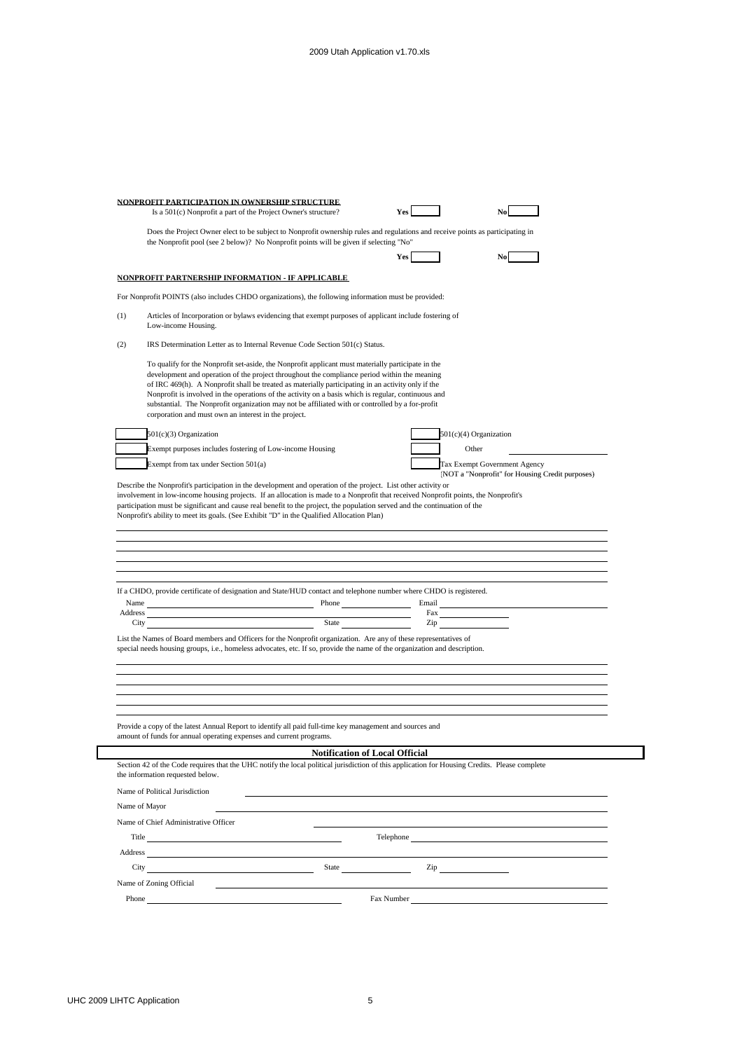## NONPROFIT PARTICIPATION IN OWNERSHIP STRUCTURE

Is a 501(c) Nonprofit a part of the Project Owner's structure? **Yes** ______ **No** ______

Does the Project Owner elect to be subject to Nonprofit ownership rules and regulations and receive points as participating in the Nonprofit pool (see 2 below)? No Nonprofit points will be given if selecting "No"

**Yes** ______ **No** ______

## NONPROFIT PARTNERSHIP INFORMATION - IF APPLICABLE

For Nonprofit POINTS (also includes CHDO organizations), the following information must be provided:

(1) Articles of Incorporation or bylaws evidencing that exempt purposes of applicant include fostering of Low-income Housing.

(2) IRS Determination Letter as to Internal Revenue Code Section 501(c) Status.

To qualify for the Nonprofit set-aside, the Nonprofit applicant must materially participate in the development and operation of the project throughout the compliance period within the meaning of IRC 469(h). A Nonprofit shall be treated as materially participating in an activity only if the Nonprofit is involved in the operations of the activity on a basis which is regular, continuous and substantial. The Nonprofit organization may not be affiliated with or controlled by a for-profit corporation and must own an interest in the project.

______ 501(c)(3) Organization

______ Exempt purposes includes fostering of Low-income Housing

______ Exempt from tax under Section 501(a)

______ 501(c)(4) Organization

______ Other ______

______ Tax Exempt Government Agency (NOT a "Nonprofit" for Housing Credit purposes)

Describe the Nonprofit's participation in the development and operation of the project. List other activity or involvement in low-income housing projects. If an allocation is made to a Nonprofit that received Nonprofit points, the Nonprofit's participation must be significant and cause real benefit to the project, the population served and the continuation of the Nonprofit's ability to meet its goals. (See Exhibit "D" in the Qualified Allocation Plan)

If a CHDO, provide certificate of designation and State/HUD contact and telephone number where CHDO is registered.

Name ______ Phone ______ Email ______

Address ______ Fax ______

City ______ State ______ Zip ______

List the Names of Board members and Officers for the Nonprofit organization. Are any of these representatives of special needs housing groups, i.e., homeless advocates, etc. If so, provide the name of the organization and description.

Provide a copy of the latest Annual Report to identify all paid full-time key management and sources and amount of funds for annual operating expenses and current programs.

## Notification of Local Official

Section 42 of the Code requires that the UHC notify the local political jurisdiction of this application for Housing Credits. Please complete the information requested below.

Name of Political Jurisdiction ______

Name of Mayor ______

Name of Chief Administrative Officer ______

Title ______ Telephone ______

Address ______

City ______ State ______ Zip ______

Name of Zoning Official ______

Phone ______ Fax Number ______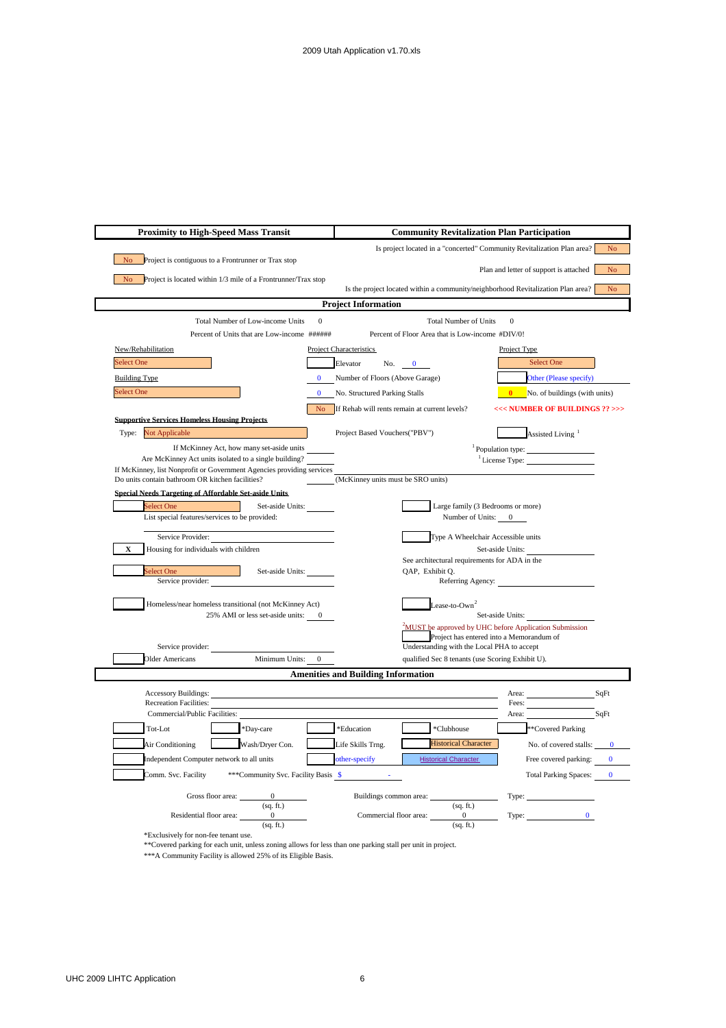## Proximity to High-Speed Mass Transit

No — Project is contiguous to a Frontrunner or Trax stop

No — Project is located within 1/3 mile of a Frontrunner/Trax stop

## Community Revitalization Plan Participation

Is project located in a "concerted" Community Revitalization Plan area? No

Plan and letter of support is attached No

Is the project located within a community/neighborhood Revitalization Plan area? No

## Project Information

Total Number of Low-income Units 0 — Total Number of Units 0

Percent of Units that are Low-income ###### — Percent of Floor Area that is Low-income #DIV/0!

| New/Rehabilitation | Project Characteristics | Project Type |
|---|---|---|
| Select One | Elevator No. 0 | Select One |
| Building Type | 0 Number of Floors (Above Garage) | Other (Please specify) |
| Select One | 0 No. Structured Parking Stalls | 0 No. of buildings (with units) |
| | No — If Rehab will rents remain at current levels? | <<< NUMBER OF BUILDINGS ?? >>> |

**Supportive Services Homeless Housing Projects**

Type: Not Applicable — Project Based Vouchers("PBV") — Assisted Living [1]

If McKinney Act, how many set-aside units ______ — [1] Population type: ______

Are McKinney Act units isolated to a single building? ______ — [1] License Type: ______

If McKinney, list Nonprofit or Government Agencies providing services ______

Do units contain bathroom OR kitchen facilities? ______ (McKinney units must be SRO units)

**Special Needs Targeting of Affordable Set-aside Units**

Select One — Set-aside Units: ______ — Large family (3 Bedrooms or more)

List special features/services to be provided: — Number of Units: 0

Service Provider: ______ — Type A Wheelchair Accessible units

X — Housing for individuals with children — Set-aside Units: ______

See architectural requirements for ADA in the QAP, Exhibit Q.

Select One — Set-aside Units: ______ — Referring Agency: ______

Service provider: ______

Homeless/near homeless transitional (not McKinney Act) — Lease-to-Own [2]

25% AMI or less set-aside units: 0 — Set-aside Units: ______

[2] MUST be approved by UHC before Application Submission

Project has entered into a Memorandum of Understanding with the Local PHA to accept qualified Sec 8 tenants (use Scoring Exhibit U).

Service provider: ______

Older Americans — Minimum Units: 0

## Amenities and Building Information

Accessory Buildings: ______ — Area: ______ SqFt

Recreation Facilities: ______ — Fees: ______

Commercial/Public Facilities: ______ — Area: ______ SqFt

| | | | | |
|---|---|---|---|---|
| Tot-Lot | *Day-care | *Education | *Clubhouse | **Covered Parking |
| Air Conditioning | Wash/Dryer Con. | Life Skills Trng. | Historical Character | No. of covered stalls: 0 |
| Independent Computer network to all units | | other-specify | Historical Character | Free covered parking: 0 |
| Comm. Svc. Facility | ***Community Svc. Facility Basis $ - | | | Total Parking Spaces: 0 |

Gross floor area: 0 (sq. ft.) — Buildings common area: ______ (sq. ft.) — Type: ______

Residential floor area: 0 (sq. ft.) — Commercial floor area: 0 (sq. ft.) — Type: 0

*Exclusively for non-fee tenant use.

**Covered parking for each unit, unless zoning allows for less than one parking stall per unit in project.

***A Community Facility is allowed 25% of its Eligible Basis.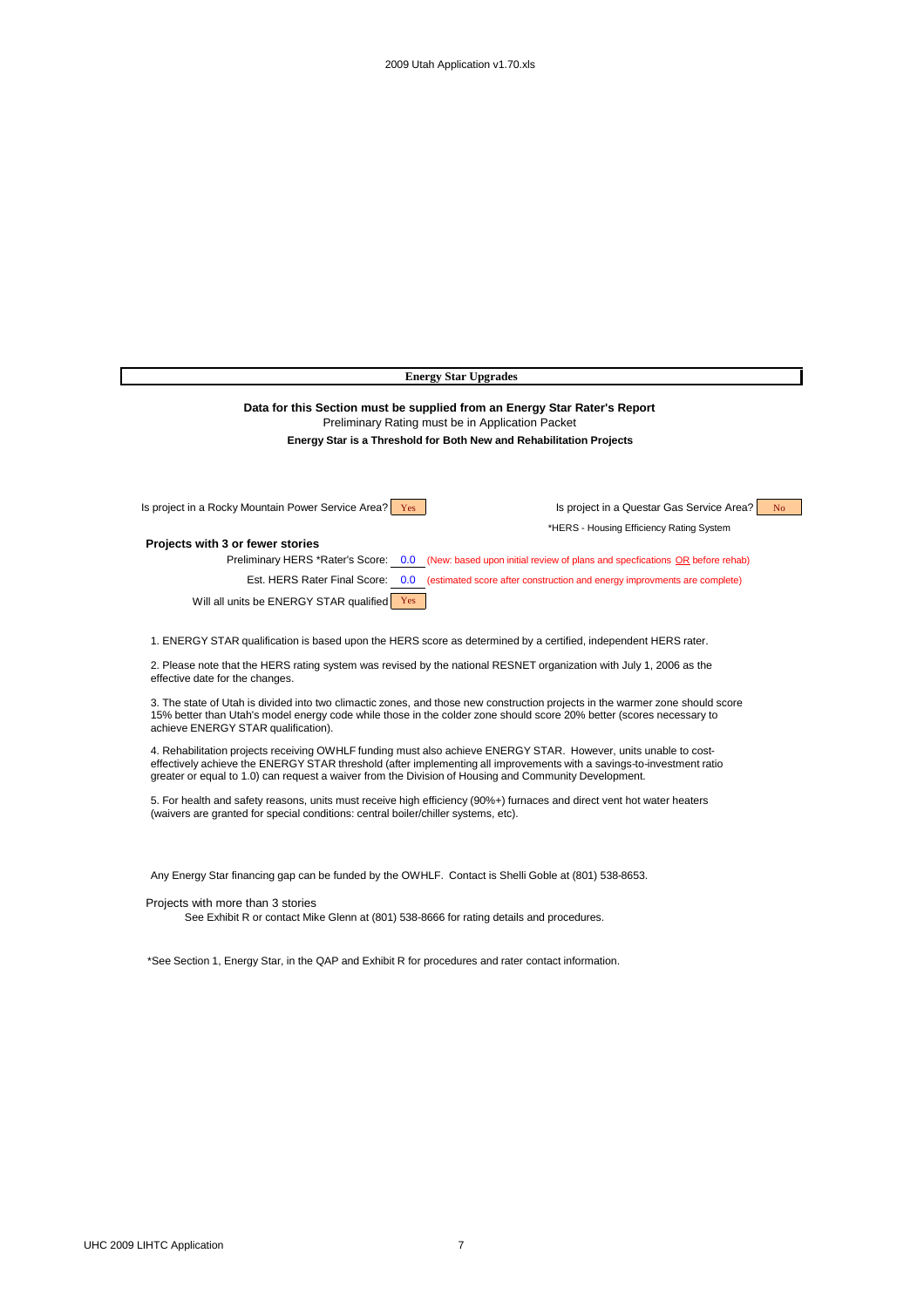## Energy Star Upgrades

**Data for this Section must be supplied from an Energy Star Rater's Report**

Preliminary Rating must be in Application Packet

**Energy Star is a Threshold for Both New and Rehabilitation Projects**

Is project in a Rocky Mountain Power Service Area? Yes

Is project in a Questar Gas Service Area? No

*HERS - Housing Efficiency Rating System

**Projects with 3 or fewer stories**

Preliminary HERS *Rater's Score: 0.0 (New: based upon initial review of plans and specfications OR before rehab)

Est. HERS Rater Final Score: 0.0 (estimated score after construction and energy improvments are complete)

Will all units be ENERGY STAR qualified Yes

1. ENERGY STAR qualification is based upon the HERS score as determined by a certified, independent HERS rater.

2. Please note that the HERS rating system was revised by the national RESNET organization with July 1, 2006 as the effective date for the changes.

3. The state of Utah is divided into two climactic zones, and those new construction projects in the warmer zone should score 15% better than Utah's model energy code while those in the colder zone should score 20% better (scores necessary to achieve ENERGY STAR qualification).

4. Rehabilitation projects receiving OWHLF funding must also achieve ENERGY STAR. However, units unable to cost-effectively achieve the ENERGY STAR threshold (after implementing all improvements with a savings-to-investment ratio greater or equal to 1.0) can request a waiver from the Division of Housing and Community Development.

5. For health and safety reasons, units must receive high efficiency (90%+) furnaces and direct vent hot water heaters (waivers are granted for special conditions: central boiler/chiller systems, etc).

Any Energy Star financing gap can be funded by the OWHLF. Contact is Shelli Goble at (801) 538-8653.

Projects with more than 3 stories

See Exhibit R or contact Mike Glenn at (801) 538-8666 for rating details and procedures.

*See Section 1, Energy Star, in the QAP and Exhibit R for procedures and rater contact information.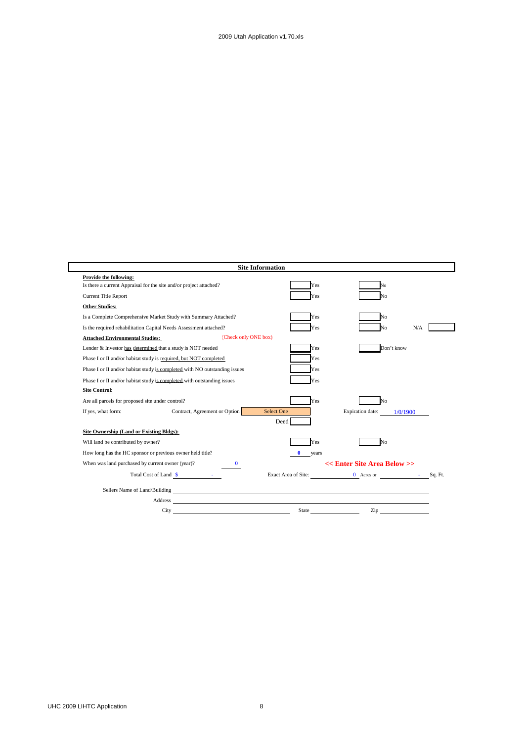## Site Information

**Provide the following:**

| | | |
|---|---|---|
| Is there a current Appraisal for the site and/or project attached? | Yes | No |
| Current Title Report | Yes | No |

**Other Studies:**

| | | | |
|---|---|---|---|
| Is a Complete Comprehensive Market Study with Summary Attached? | Yes | No | |
| Is the required rehabilitation Capital Needs Assessment attached? | Yes | No | N/A |

**Attached Environmental Studies:** (Check only ONE box)

| | | |
|---|---|---|
| Lender & Investor has determined that a study is NOT needed | Yes | Don't know |
| Phase I or II and/or habitat study is required, but NOT completed | Yes | |
| Phase I or II and/or habitat study is completed with NO outstanding issues | Yes | |
| Phase I or II and/or habitat study is completed with outstanding issues | Yes | |

**Site Control:**

| | | |
|---|---|---|
| Are all parcels for proposed site under control? | Yes | No |

If yes, what form: Contract, Agreement or Option: Select One — Expiration date: 1/0/1900

Deed

**Site Ownership (Land or Existing Bldgs):**

| | | |
|---|---|---|
| Will land be contributed by owner? | Yes | No |

How long has the HC sponsor or previous owner held title? 0 years

When was land purchased by current owner (year)? 0

**<< Enter Site Area Below >>**

Total Cost of Land $ -

Exact Area of Site: 0 Acres or - Sq. Ft.

Sellers Name of Land/Building ______________________

Address ______________________

City ______________ State ______________ Zip ______________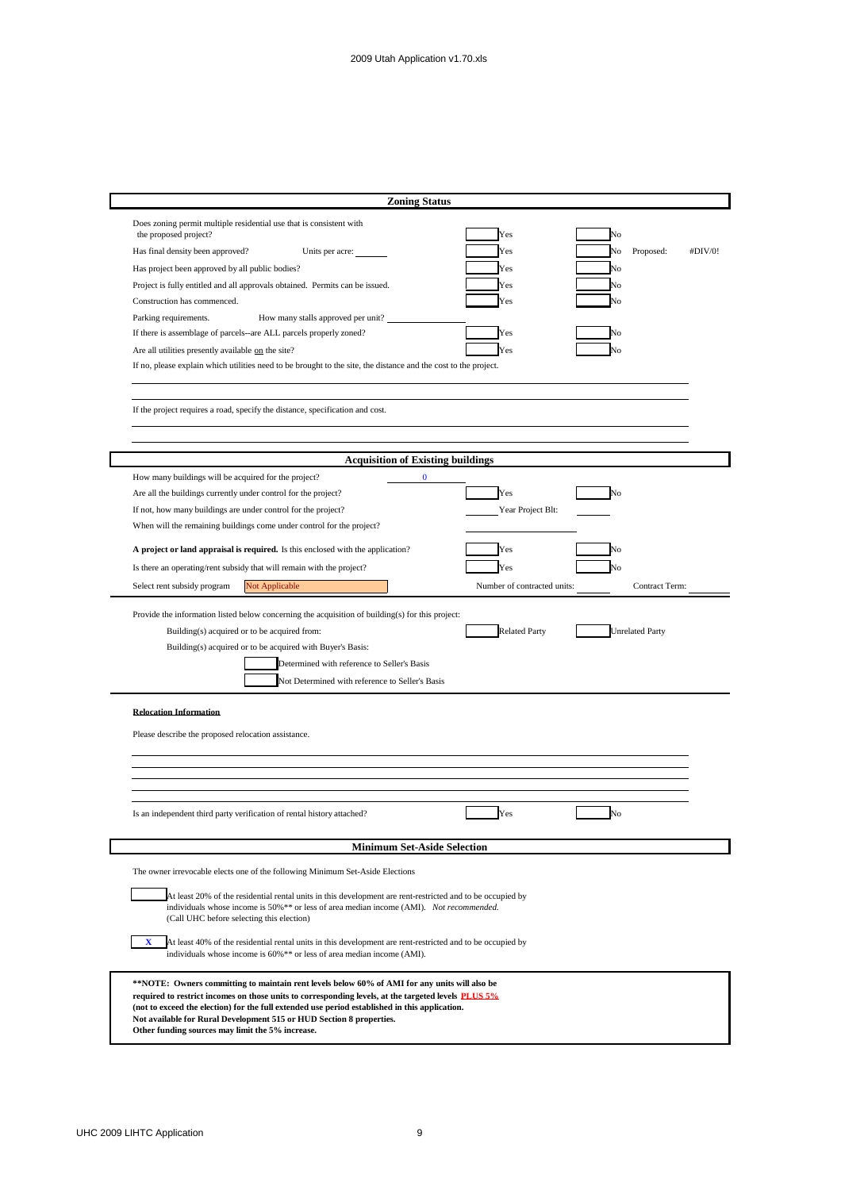## Zoning Status

| | | |
|---|---|---|
| Does zoning permit multiple residential use that is consistent with the proposed project? | Yes | No |
| Has final density been approved? Units per acre: | Yes | No Proposed: #DIV/0! |
| Has project been approved by all public bodies? | Yes | No |
| Project is fully entitled and all approvals obtained. Permits can be issued. | Yes | No |
| Construction has commenced. | Yes | No |
| Parking requirements. How many stalls approved per unit? | | |
| If there is assemblage of parcels--are ALL parcels properly zoned? | Yes | No |
| Are all utilities presently available on the site? | Yes | No |

If no, please explain which utilities need to be brought to the site, the distance and the cost to the project.

If the project requires a road, specify the distance, specification and cost.

## Acquisition of Existing buildings

| | | |
|---|---|---|
| How many buildings will be acquired for the project? 0 | | |
| Are all the buildings currently under control for the project? | Yes | No |
| If not, how many buildings are under control for the project? | Year Project Blt: | |
| When will the remaining buildings come under control for the project? | | |
| **A project or land appraisal is required.** Is this enclosed with the application? | Yes | No |
| Is there an operating/rent subsidy that will remain with the project? | Yes | No |
| Select rent subsidy program: Not Applicable | Number of contracted units: | Contract Term: |

Provide the information listed below concerning the acquisition of building(s) for this project:

Building(s) acquired or to be acquired from: Related Party / Unrelated Party

Building(s) acquired or to be acquired with Buyer's Basis:

- Determined with reference to Seller's Basis
- Not Determined with reference to Seller's Basis

**Relocation Information**

Please describe the proposed relocation assistance.

Is an independent third party verification of rental history attached? Yes / No

## Minimum Set-Aside Selection

The owner irrevocable elects one of the following Minimum Set-Aside Elections

[ ] At least 20% of the residential rental units in this development are rent-restricted and to be occupied by individuals whose income is 50%** or less of area median income (AMI). *Not recommended.* (Call UHC before selecting this election)

[X] At least 40% of the residential rental units in this development are rent-restricted and to be occupied by individuals whose income is 60%** or less of area median income (AMI).

**\*\*NOTE: Owners committing to maintain rent levels below 60% of AMI for any units will also be required to restrict incomes on those units to corresponding levels, at the targeted levels PLUS 5% (not to exceed the election) for the full extended use period established in this application. Not available for Rural Development 515 or HUD Section 8 properties. Other funding sources may limit the 5% increase.**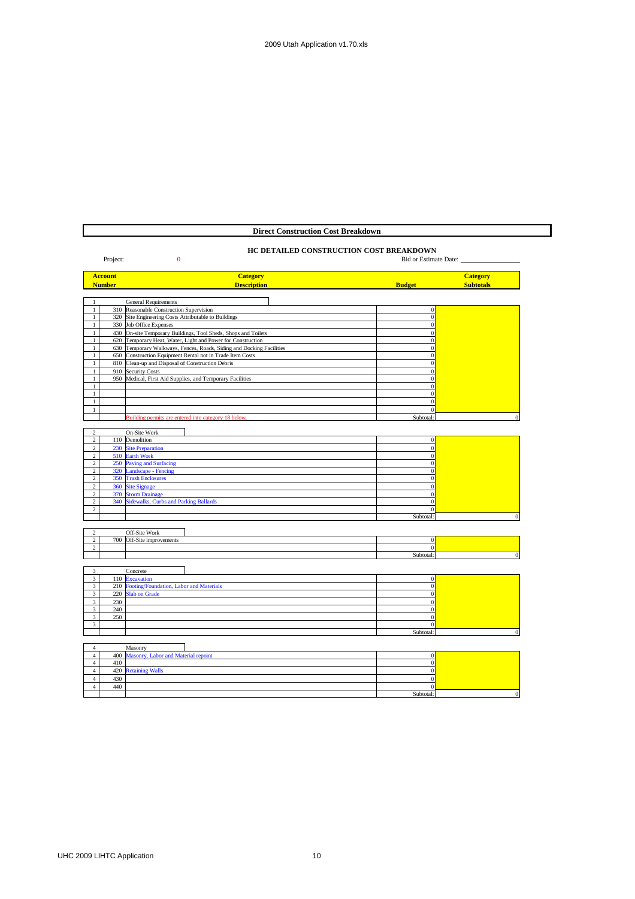## Direct Construction Cost Breakdown

### HC DETAILED CONSTRUCTION COST BREAKDOWN

Project: 0

Bid or Estimate Date: ______________

| Account Number | | Category Description | Budget | Category Subtotals |
|---|---|---|---|---|
| 1 | | General Requirements | | |
| 1 | 310 | Reasonable Construction Supervision | 0 | |
| 1 | 320 | Site Engineering Costs Attributable to Buildings | 0 | |
| 1 | 330 | Job Office Expenses | 0 | |
| 1 | 430 | On-site Temporary Buildings, Tool Sheds, Shops and Toilets | 0 | |
| 1 | 620 | Temporary Heat, Water, Light and Power for Construction | 0 | |
| 1 | 630 | Temporary Walkways, Fences, Roads, Siding and Docking Facilities | 0 | |
| 1 | 650 | Construction Equipment Rental not in Trade Item Costs | 0 | |
| 1 | 810 | Clean-up and Disposal of Construction Debris | 0 | |
| 1 | 910 | Security Costs | 0 | |
| 1 | 950 | Medical, First Aid Supplies, and Temporary Facilities | 0 | |
| 1 | | | 0 | |
| 1 | | | 0 | |
| 1 | | | 0 | |
| 1 | | | 0 | |
| | | Building permits are entered into category 18 below. | Subtotal: | 0 |
| 2 | | On-Site Work | | |
| 2 | 110 | Demolition | 0 | |
| 2 | 230 | Site Preparation | 0 | |
| 2 | 510 | Earth Work | 0 | |
| 2 | 250 | Paving and Surfacing | 0 | |
| 2 | 320 | Landscape - Fencing | 0 | |
| 2 | 350 | Trash Enclosures | 0 | |
| 2 | 360 | Site Signage | 0 | |
| 2 | 370 | Storm Drainage | 0 | |
| 2 | 340 | Sidewalks, Curbs and Parking Ballards | 0 | |
| 2 | | | 0 | |
| | | | Subtotal: | 0 |
| 2 | | Off-Site Work | | |
| 2 | 700 | Off-Site improvements | 0 | |
| 2 | | | 0 | |
| | | | Subtotal: | 0 |
| 3 | | Concrete | | |
| 3 | 110 | Excavation | 0 | |
| 3 | 210 | Footing/Foundation, Labor and Materials | 0 | |
| 3 | 220 | Slab on Grade | 0 | |
| 3 | 230 | | 0 | |
| 3 | 240 | | 0 | |
| 3 | 250 | | 0 | |
| 3 | | | 0 | |
| | | | Subtotal: | 0 |
| 4 | | Masonry | | |
| 4 | 400 | Masonry, Labor and Material repoint | 0 | |
| 4 | 410 | | 0 | |
| 4 | 420 | Retaining Walls | 0 | |
| 4 | 430 | | 0 | |
| 4 | 440 | | 0 | |
| | | | Subtotal: | 0 |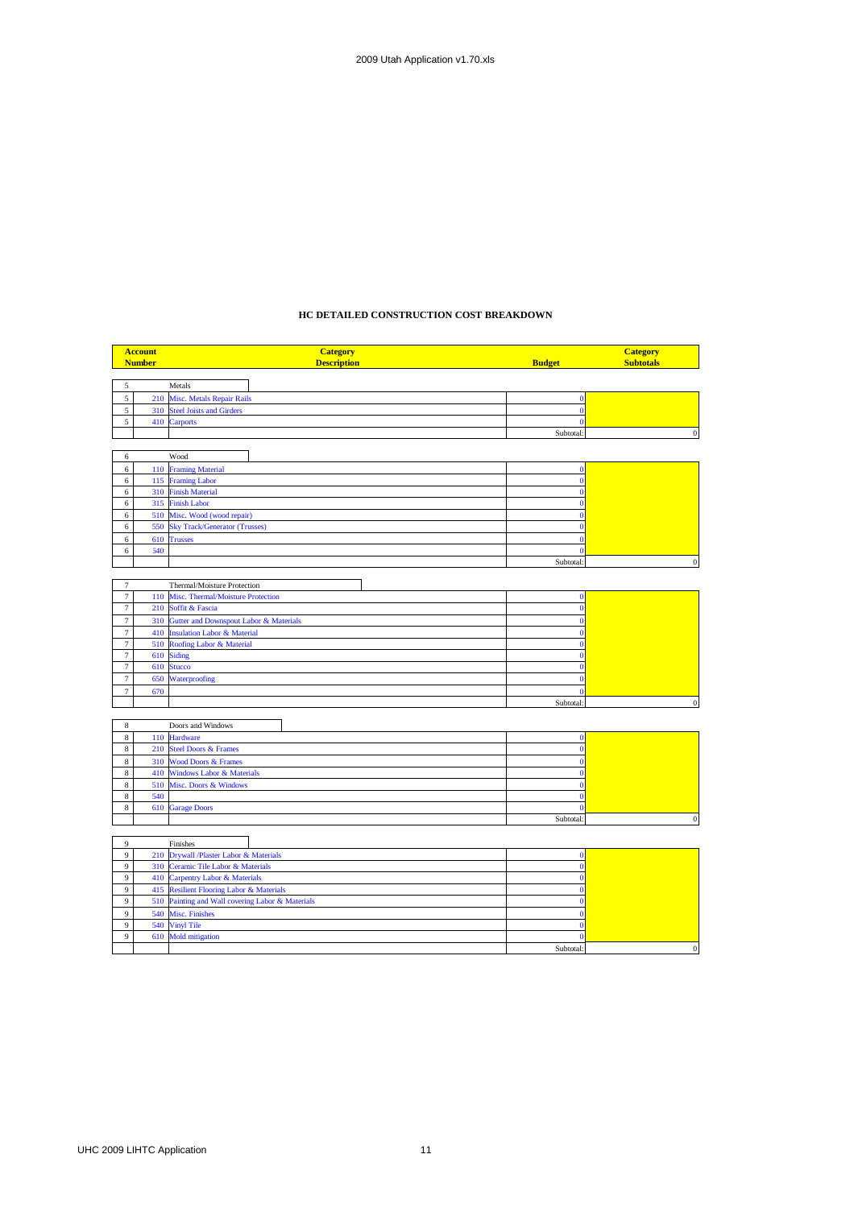## HC DETAILED CONSTRUCTION COST BREAKDOWN

| Account Number | | Category Description | Budget | Category Subtotals |
|---|---|---|---|---|
| 5 | | Metals | | |
| 5 | 210 | Misc. Metals Repair Rails | 0 | |
| 5 | 310 | Steel Joists and Girders | 0 | |
| 5 | 410 | Carports | 0 | |
| | | | Subtotal: | 0 |
| 6 | | Wood | | |
| 6 | 110 | Framing Material | 0 | |
| 6 | 115 | Framing Labor | 0 | |
| 6 | 310 | Finish Material | 0 | |
| 6 | 315 | Finish Labor | 0 | |
| 6 | 510 | Misc. Wood (wood repair) | 0 | |
| 6 | 550 | Sky Track/Generator (Trusses) | 0 | |
| 6 | 610 | Trusses | 0 | |
| 6 | 540 | | 0 | |
| | | | Subtotal: | 0 |
| 7 | | Thermal/Moisture Protection | | |
| 7 | 110 | Misc. Thermal/Moisture Protection | 0 | |
| 7 | 210 | Soffit & Fascia | 0 | |
| 7 | 310 | Gutter and Downspout Labor & Materials | 0 | |
| 7 | 410 | Insulation Labor & Material | 0 | |
| 7 | 510 | Roofing Labor & Material | 0 | |
| 7 | 610 | Siding | 0 | |
| 7 | 610 | Stucco | 0 | |
| 7 | 650 | Waterproofing | 0 | |
| 7 | 670 | | 0 | |
| | | | Subtotal: | 0 |
| 8 | | Doors and Windows | | |
| 8 | 110 | Hardware | 0 | |
| 8 | 210 | Steel Doors & Frames | 0 | |
| 8 | 310 | Wood Doors & Frames | 0 | |
| 8 | 410 | Windows Labor & Materials | 0 | |
| 8 | 510 | Misc. Doors & Windows | 0 | |
| 8 | 540 | | 0 | |
| 8 | 610 | Garage Doors | 0 | |
| | | | Subtotal: | 0 |
| 9 | | Finishes | | |
| 9 | 210 | Drywall /Plaster Labor & Materials | 0 | |
| 9 | 310 | Ceramic Tile Labor & Materials | 0 | |
| 9 | 410 | Carpentry Labor & Materials | 0 | |
| 9 | 415 | Resilient Flooring Labor & Materials | 0 | |
| 9 | 510 | Painting and Wall covering Labor & Materials | 0 | |
| 9 | 540 | Misc. Finishes | 0 | |
| 9 | 540 | Vinyl Tile | 0 | |
| 9 | 610 | Mold mitigation | 0 | |
| | | | Subtotal: | 0 |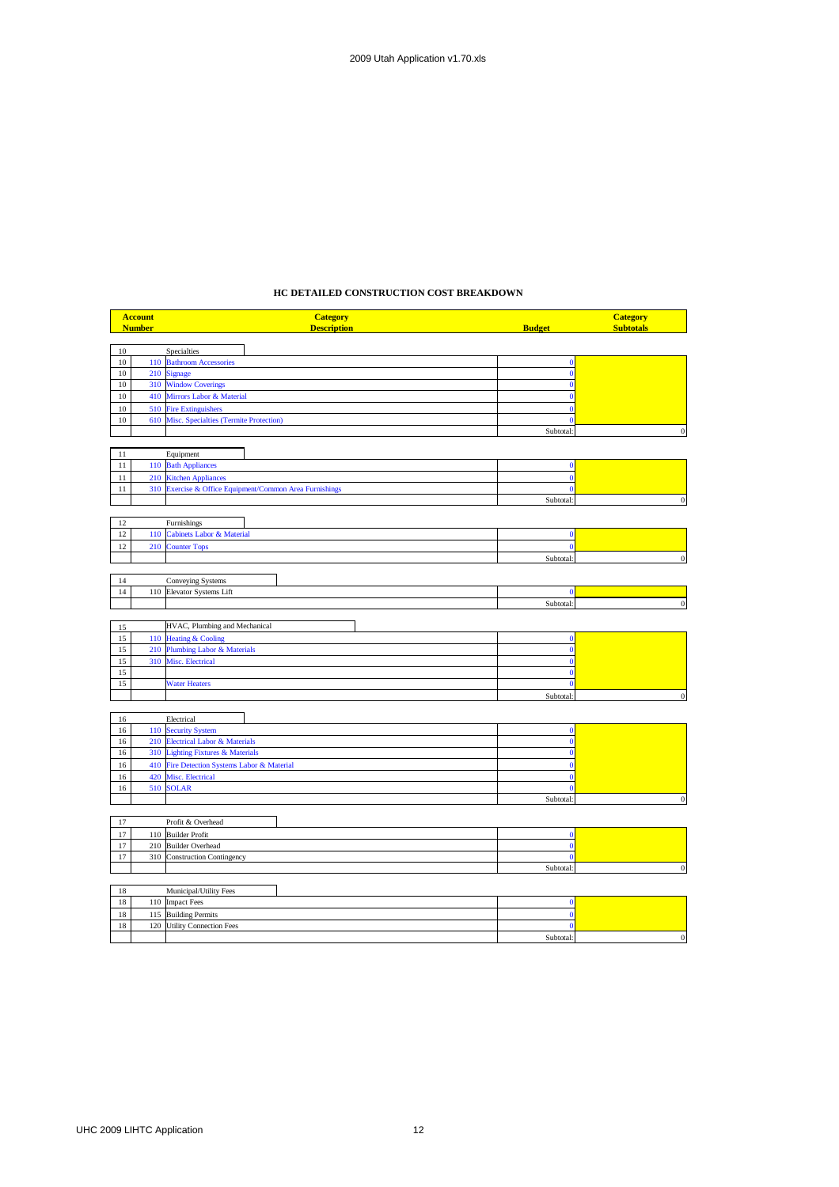## HC DETAILED CONSTRUCTION COST BREAKDOWN

| Account Number | | Category Description | Budget | Category Subtotals |
|---|---|---|---|---|
| 10 | | Specialties | | |
| 10 | 110 | Bathroom Accessories | 0 | |
| 10 | 210 | Signage | 0 | |
| 10 | 310 | Window Coverings | 0 | |
| 10 | 410 | Mirrors Labor & Material | 0 | |
| 10 | 510 | Fire Extinguishers | 0 | |
| 10 | 610 | Misc. Specialties (Termite Protection) | 0 | |
| | | | Subtotal: | 0 |
| 11 | | Equipment | | |
| 11 | 110 | Bath Appliances | 0 | |
| 11 | 210 | Kitchen Appliances | 0 | |
| 11 | 310 | Exercise & Office Equipment/Common Area Furnishings | 0 | |
| | | | Subtotal: | 0 |
| 12 | | Furnishings | | |
| 12 | 110 | Cabinets Labor & Material | 0 | |
| 12 | 210 | Counter Tops | 0 | |
| | | | Subtotal: | 0 |
| 14 | | Conveying Systems | | |
| 14 | 110 | Elevator Systems Lift | 0 | |
| | | | Subtotal: | 0 |
| 15 | | HVAC, Plumbing and Mechanical | | |
| 15 | 110 | Heating & Cooling | 0 | |
| 15 | 210 | Plumbing Labor & Materials | 0 | |
| 15 | 310 | Misc. Electrical | 0 | |
| 15 | | | 0 | |
| 15 | | Water Heaters | 0 | |
| | | | Subtotal: | 0 |
| 16 | | Electrical | | |
| 16 | 110 | Security System | 0 | |
| 16 | 210 | Electrical Labor & Materials | 0 | |
| 16 | 310 | Lighting Fixtures & Materials | 0 | |
| 16 | 410 | Fire Detection Systems Labor & Material | 0 | |
| 16 | 420 | Misc. Electrical | 0 | |
| 16 | 510 | SOLAR | 0 | |
| | | | Subtotal: | 0 |
| 17 | | Profit & Overhead | | |
| 17 | 110 | Builder Profit | 0 | |
| 17 | 210 | Builder Overhead | 0 | |
| 17 | 310 | Construction Contingency | 0 | |
| | | | Subtotal: | 0 |
| 18 | | Municipal/Utility Fees | | |
| 18 | 110 | Impact Fees | 0 | |
| 18 | 115 | Building Permits | 0 | |
| 18 | 120 | Utility Connection Fees | 0 | |
| | | | Subtotal: | 0 |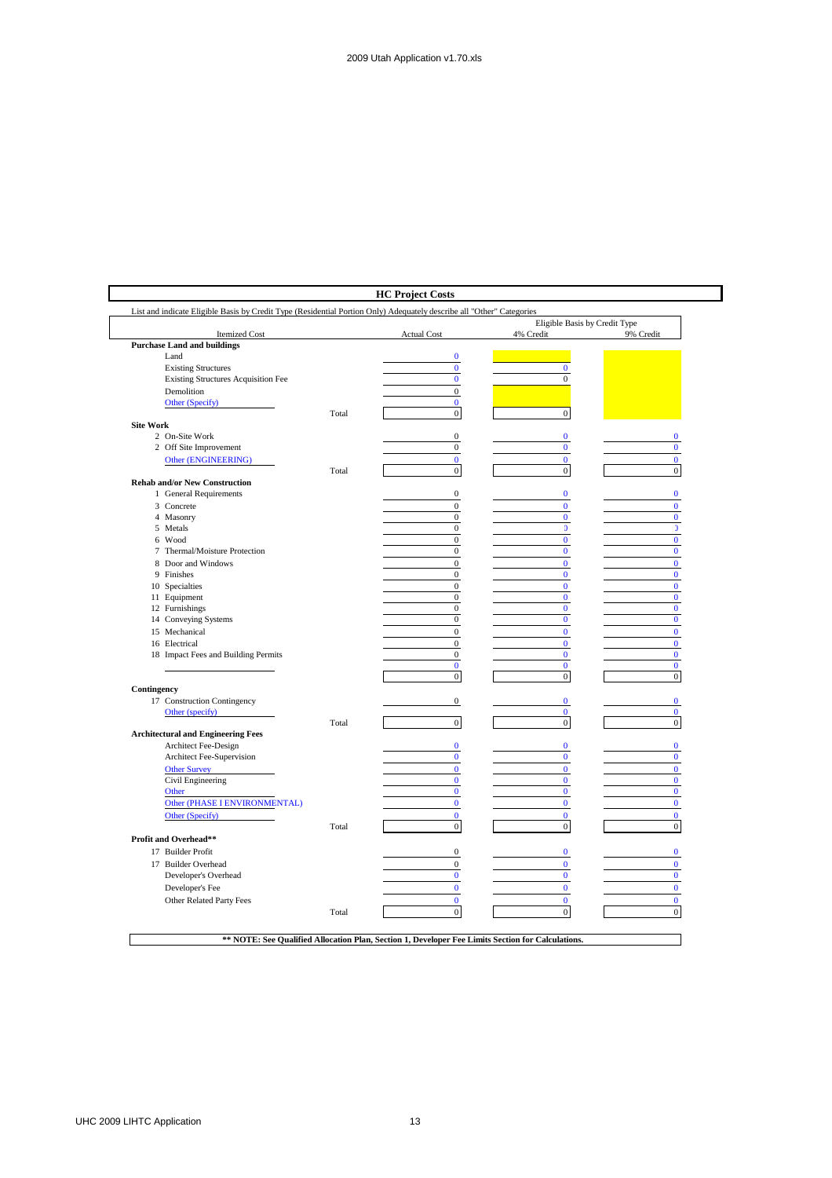## HC Project Costs

List and indicate Eligible Basis by Credit Type (Residential Portion Only) Adequately describe all "Other" Categories

| Itemized Cost | | Actual Cost | Eligible Basis by Credit Type 4% Credit | 9% Credit |
|---|---|---|---|---|
| **Purchase Land and buildings** | | | | |
| Land | | 0 | | |
| Existing Structures | | 0 | 0 | |
| Existing Structures Acquisition Fee | | 0 | 0 | |
| Demolition | | 0 | | |
| Other (Specify) | | 0 | | |
| | Total | 0 | 0 | |
| **Site Work** | | | | |
| 2 On-Site Work | | 0 | 0 | 0 |
| 2 Off Site Improvement | | 0 | 0 | 0 |
| Other (ENGINEERING) | | 0 | 0 | 0 |
| | Total | 0 | 0 | 0 |
| **Rehab and/or New Construction** | | | | |
| 1 General Requirements | | 0 | 0 | 0 |
| 3 Concrete | | 0 | 0 | 0 |
| 4 Masonry | | 0 | 0 | 0 |
| 5 Metals | | 0 | 0 | 0 |
| 6 Wood | | 0 | 0 | 0 |
| 7 Thermal/Moisture Protection | | 0 | 0 | 0 |
| 8 Door and Windows | | 0 | 0 | 0 |
| 9 Finishes | | 0 | 0 | 0 |
| 10 Specialties | | 0 | 0 | 0 |
| 11 Equipment | | 0 | 0 | 0 |
| 12 Furnishings | | 0 | 0 | 0 |
| 14 Conveying Systems | | 0 | 0 | 0 |
| 15 Mechanical | | 0 | 0 | 0 |
| 16 Electrical | | 0 | 0 | 0 |
| 18 Impact Fees and Building Permits | | 0 | 0 | 0 |
| | | 0 | 0 | 0 |
| | | 0 | 0 | 0 |
| **Contingency** | | | | |
| 17 Construction Contingency | | 0 | 0 | 0 |
| Other (specify) | | | 0 | 0 |
| | Total | 0 | 0 | 0 |
| **Architectural and Engineering Fees** | | | | |
| Architect Fee-Design | | 0 | 0 | 0 |
| Architect Fee-Supervision | | 0 | 0 | 0 |
| Other Survey | | 0 | 0 | 0 |
| Civil Engineering | | 0 | 0 | 0 |
| Other | | 0 | 0 | 0 |
| Other (PHASE I ENVIRONMENTAL) | | 0 | 0 | 0 |
| Other (Specify) | | 0 | 0 | 0 |
| | Total | 0 | 0 | 0 |
| **Profit and Overhead\*\*** | | | | |
| 17 Builder Profit | | 0 | 0 | 0 |
| 17 Builder Overhead | | 0 | 0 | 0 |
| Developer's Overhead | | 0 | 0 | 0 |
| Developer's Fee | | 0 | 0 | 0 |
| Other Related Party Fees | | 0 | 0 | 0 |
| | Total | 0 | 0 | 0 |

**\*\* NOTE: See Qualified Allocation Plan, Section 1, Developer Fee Limits Section for Calculations.**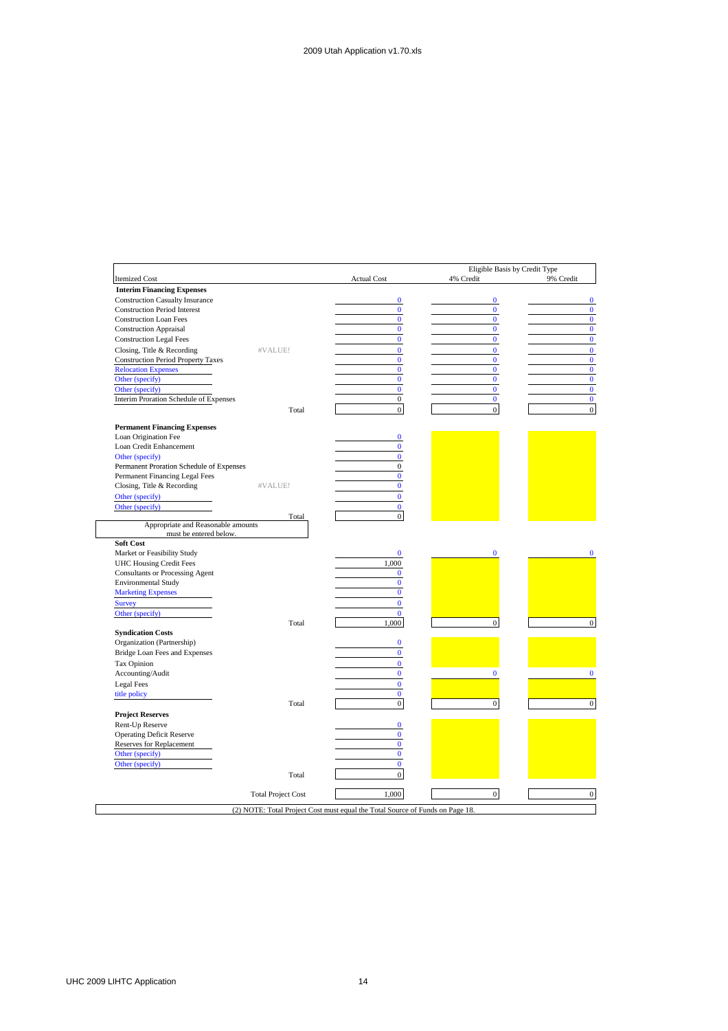| Itemized Cost | | Actual Cost | Eligible Basis by Credit Type 4% Credit | 9% Credit |
|---|---|---|---|---|
| **Interim Financing Expenses** | | | | |
| Construction Casualty Insurance | | 0 | 0 | 0 |
| Construction Period Interest | | 0 | 0 | 0 |
| Construction Loan Fees | | 0 | 0 | 0 |
| Construction Appraisal | | 0 | 0 | 0 |
| Construction Legal Fees | | 0 | 0 | 0 |
| Closing, Title & Recording | #VALUE! | 0 | 0 | 0 |
| Construction Period Property Taxes | | 0 | 0 | 0 |
| Relocation Expenses | | 0 | 0 | 0 |
| Other (specify) | | 0 | 0 | 0 |
| Other (specify) | | 0 | 0 | 0 |
| Interim Proration Schedule of Expenses | | 0 | 0 | 0 |
| | Total | 0 | 0 | 0 |
| **Permanent Financing Expenses** | | | | |
| Loan Origination Fee | | 0 | | |
| Loan Credit Enhancement | | 0 | | |
| Other (specify) | | 0 | | |
| Permanent Proration Schedule of Expenses | | 0 | | |
| Permanent Financing Legal Fees | | 0 | | |
| Closing, Title & Recording | #VALUE! | 0 | | |
| Other (specify) | | 0 | | |
| Other (specify) | | 0 | | |
| | Total | 0 | | |
| Appropriate and Reasonable amounts must be entered below. | | | | |
| **Soft Cost** | | | | |
| Market or Feasibility Study | | 0 | 0 | 0 |
| UHC Housing Credit Fees | | 1,000 | | |
| Consultants or Processing Agent | | 0 | | |
| Environmental Study | | 0 | | |
| Marketing Expenses | | 0 | | |
| Survey | | 0 | | |
| Other (specify) | | 0 | | |
| | Total | 1,000 | 0 | 0 |
| **Syndication Costs** | | | | |
| Organization (Partnership) | | 0 | | |
| Bridge Loan Fees and Expenses | | 0 | | |
| Tax Opinion | | 0 | | |
| Accounting/Audit | | 0 | 0 | 0 |
| Legal Fees | | 0 | | |
| title policy | | 0 | | |
| | Total | 0 | 0 | 0 |
| **Project Reserves** | | | | |
| Rent-Up Reserve | | 0 | | |
| Operating Deficit Reserve | | 0 | | |
| Reserves for Replacement | | 0 | | |
| Other (specify) | | 0 | | |
| Other (specify) | | 0 | | |
| | Total | 0 | | |
| | Total Project Cost | 1,000 | 0 | 0 |

(2) NOTE: Total Project Cost must equal the Total Source of Funds on Page 18.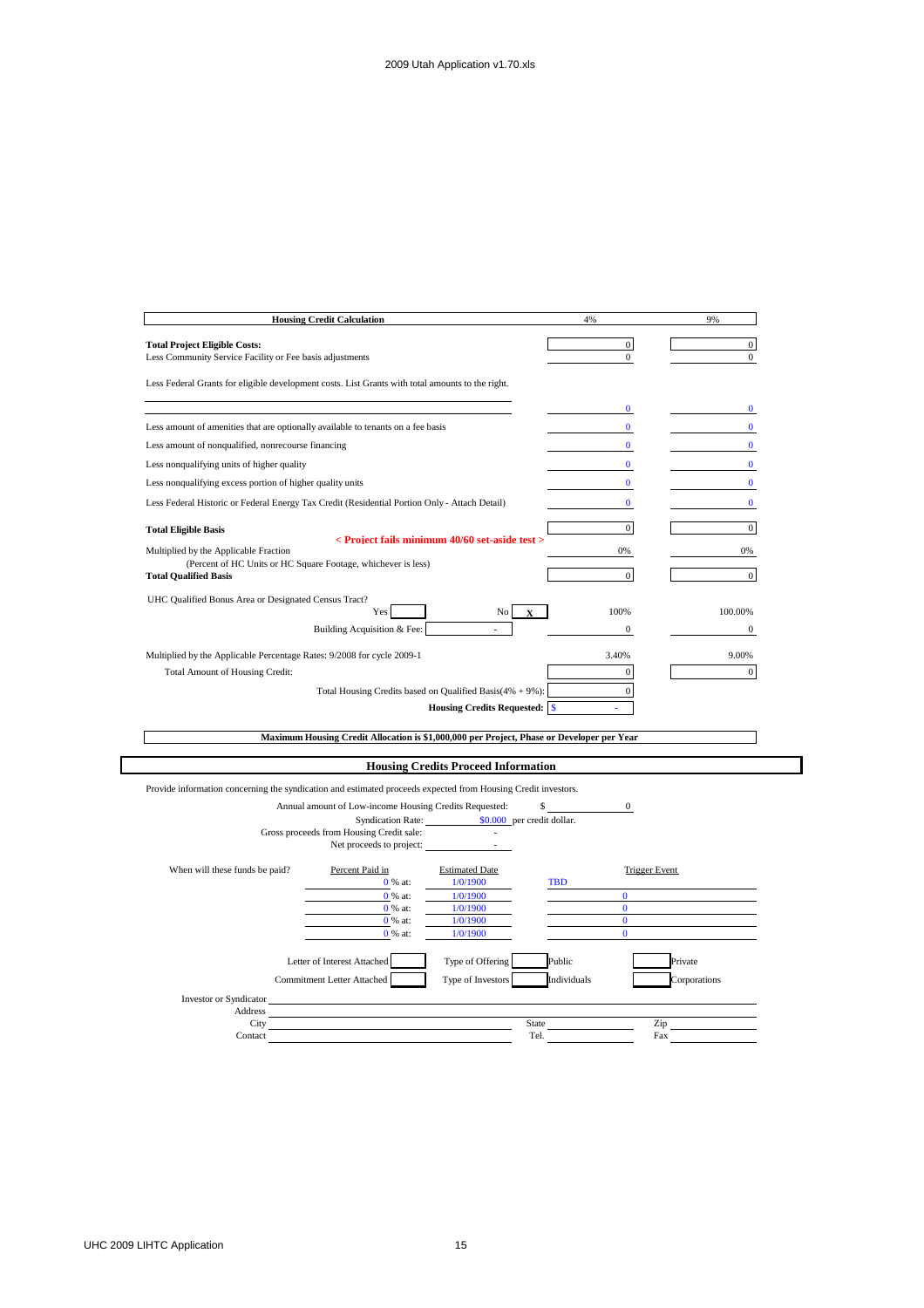## Housing Credit Calculation

| | 4% | 9% |
|---|---|---|
| **Total Project Eligible Costs:** | 0 | 0 |
| Less Community Service Facility or Fee basis adjustments | 0 | 0 |
| Less Federal Grants for eligible development costs. List Grants with total amounts to the right. | | |
| | 0 | 0 |
| Less amount of amenities that are optionally available to tenants on a fee basis | 0 | 0 |
| Less amount of nonqualified, nonrecourse financing | 0 | 0 |
| Less nonqualifying units of higher quality | 0 | 0 |
| Less nonqualifying excess portion of higher quality units | 0 | 0 |
| Less Federal Historic or Federal Energy Tax Credit (Residential Portion Only - Attach Detail) | 0 | 0 |
| **Total Eligible Basis** | 0 | 0 |
| **< Project fails minimum 40/60 set-aside test >** | | |
| Multiplied by the Applicable Fraction (Percent of HC Units or HC Square Footage, whichever is less) | 0% | 0% |
| **Total Qualified Basis** | 0 | 0 |
| UHC Qualified Bonus Area or Designated Census Tract? Yes [ ] No [X] | 100% | 100.00% |
| Building Acquisition & Fee: - | 0 | 0 |
| Multiplied by the Applicable Percentage Rates: 9/2008 for cycle 2009-1 | 3.40% | 9.00% |
| Total Amount of Housing Credit: | 0 | 0 |
| Total Housing Credits based on Qualified Basis(4% + 9%): | 0 | |
| **Housing Credits Requested:** | $ - | |

**Maximum Housing Credit Allocation is $1,000,000 per Project, Phase or Developer per Year**

## Housing Credits Proceed Information

Provide information concerning the syndication and estimated proceeds expected from Housing Credit investors.

Annual amount of Low-income Housing Credits Requested: $ 0

Syndication Rate: $0.000 per credit dollar.

Gross proceeds from Housing Credit sale: -

Net proceeds to project: -

When will these funds be paid?

| Percent Paid in | Estimated Date | Trigger Event |
|---|---|---|
| 0 % at: | 1/0/1900 | TBD |
| 0 % at: | 1/0/1900 | 0 |
| 0 % at: | 1/0/1900 | 0 |
| 0 % at: | 1/0/1900 | 0 |
| 0 % at: | 1/0/1900 | 0 |

Letter of Interest Attached [ ] Type of Offering [ ] Public [ ] Private

Commitment Letter Attached [ ] Type of Investors [ ] Individuals [ ] Corporations

Investor or Syndicator ______

Address ______

City ______ State ______ Zip ______

Contact ______ Tel. ______ Fax ______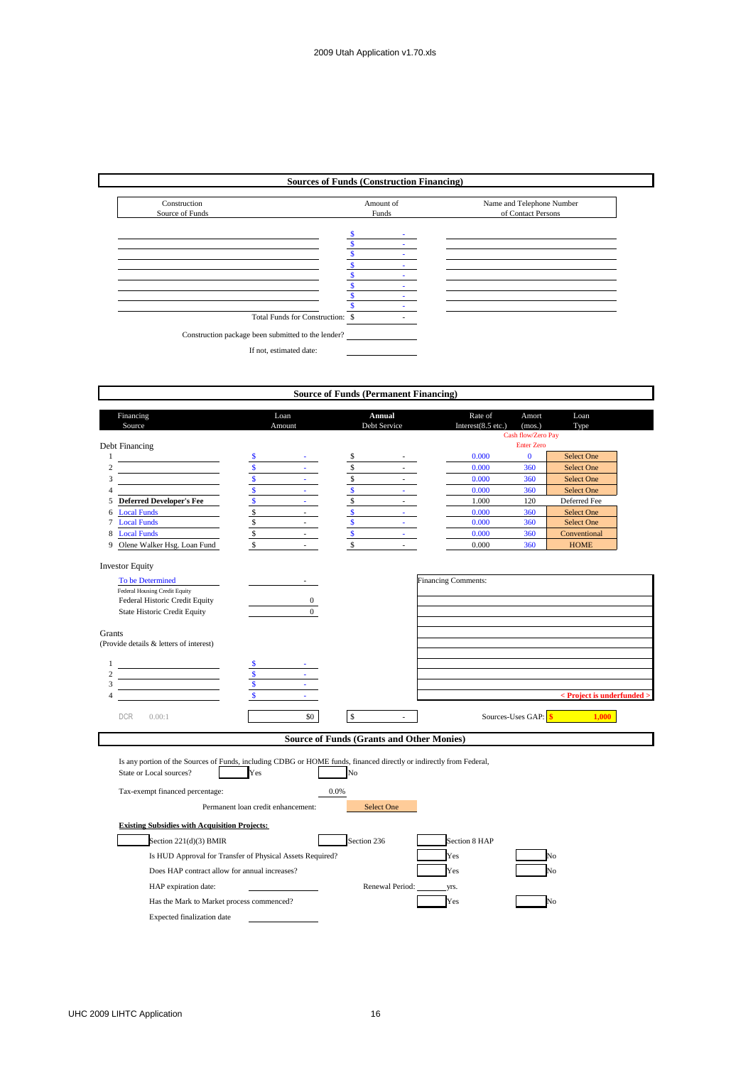## Sources of Funds (Construction Financing)

| Construction Source of Funds | Amount of Funds | Name and Telephone Number of Contact Persons |
|---|---|---|
| | $ - | |
| | $ - | |
| | $ - | |
| | $ - | |
| | $ - | |
| | $ - | |
| | $ - | |
| | $ - | |
| Total Funds for Construction: | $ - | |

Construction package been submitted to the lender? \_\_\_\_\_\_\_\_

If not, estimated date: \_\_\_\_\_\_\_\_

## Source of Funds (Permanent Financing)

| | Financing Source | Loan Amount | Annual Debt Service | Rate of Interest(8.5 etc.) | Amort (mos.) | Loan Type |
|---|---|---|---|---|---|---|
| | | | | | Cash flow/Zero Pay Enter Zero | |
| **Debt Financing** | | | | | | |
| 1 | | $ - | $ - | 0.000 | 0 | Select One |
| 2 | | $ - | $ - | 0.000 | 360 | Select One |
| 3 | | $ - | $ - | 0.000 | 360 | Select One |
| 4 | | $ - | $ - | 0.000 | 360 | Select One |
| 5 | **Deferred Developer's Fee** | $ - | $ - | 1.000 | 120 | Deferred Fee |
| 6 | Local Funds | $ - | $ - | 0.000 | 360 | Select One |
| 7 | Local Funds | $ - | $ - | 0.000 | 360 | Select One |
| 8 | Local Funds | $ - | $ - | 0.000 | 360 | Conventional |
| 9 | Olene Walker Hsg. Loan Fund | $ - | $ - | 0.000 | 360 | HOME |

**Investor Equity**

| | Amount |
|---|---|
| To be Determined (Federal Housing Credit Equity) | - |
| Federal Historic Credit Equity | 0 |
| State Historic Credit Equity | 0 |

Financing Comments:

**Grants**
(Provide details & letters of interest)

| | | Amount |
|---|---|---|
| 1 | | $ - |
| 2 | | $ - |
| 3 | | $ - |
| 4 | | $ - |

< Project is underfunded >

DCR 0.00:1 | $0 | $ -

Sources-Uses GAP: $ 1,000

## Source of Funds (Grants and Other Monies)

Is any portion of the Sources of Funds, including CDBG or HOME funds, financed directly or indirectly from Federal, State or Local sources? ☐ Yes ☐ No

Tax-exempt financed percentage: 0.0%

Permanent loan credit enhancement: Select One

**Existing Subsidies with Acquisition Projects:**

☐ Section 221(d)(3) BMIR ☐ Section 236 ☐ Section 8 HAP

Is HUD Approval for Transfer of Physical Assets Required? ☐ Yes ☐ No

Does HAP contract allow for annual increases? ☐ Yes ☐ No

HAP expiration date: \_\_\_\_\_\_\_\_ Renewal Period: \_\_\_\_\_ yrs.

Has the Mark to Market process commenced? ☐ Yes ☐ No

Expected finalization date \_\_\_\_\_\_\_\_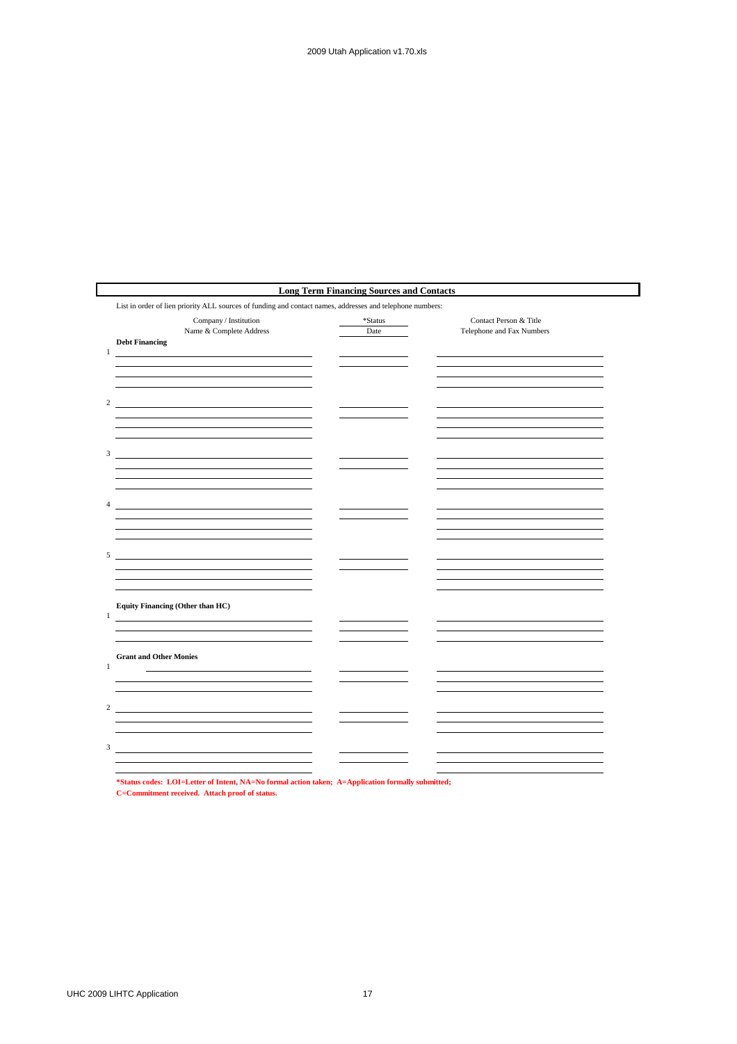## Long Term Financing Sources and Contacts

List in order of lien priority ALL sources of funding and contact names, addresses and telephone numbers:

| | Company / Institution<br>Name & Complete Address | *Status<br>Date | Contact Person & Title<br>Telephone and Fax Numbers |
|---|---|---|---|
| **Debt Financing** | | | |
| 1 | | | |
| 2 | | | |
| 3 | | | |
| 4 | | | |
| 5 | | | |
| **Equity Financing (Other than HC)** | | | |
| 1 | | | |
| **Grant and Other Monies** | | | |
| 1 | | | |
| 2 | | | |
| 3 | | | |

**\*Status codes: LOI=Letter of Intent, NA=No formal action taken; A=Application formally submitted; C=Commitment received. Attach proof of status.**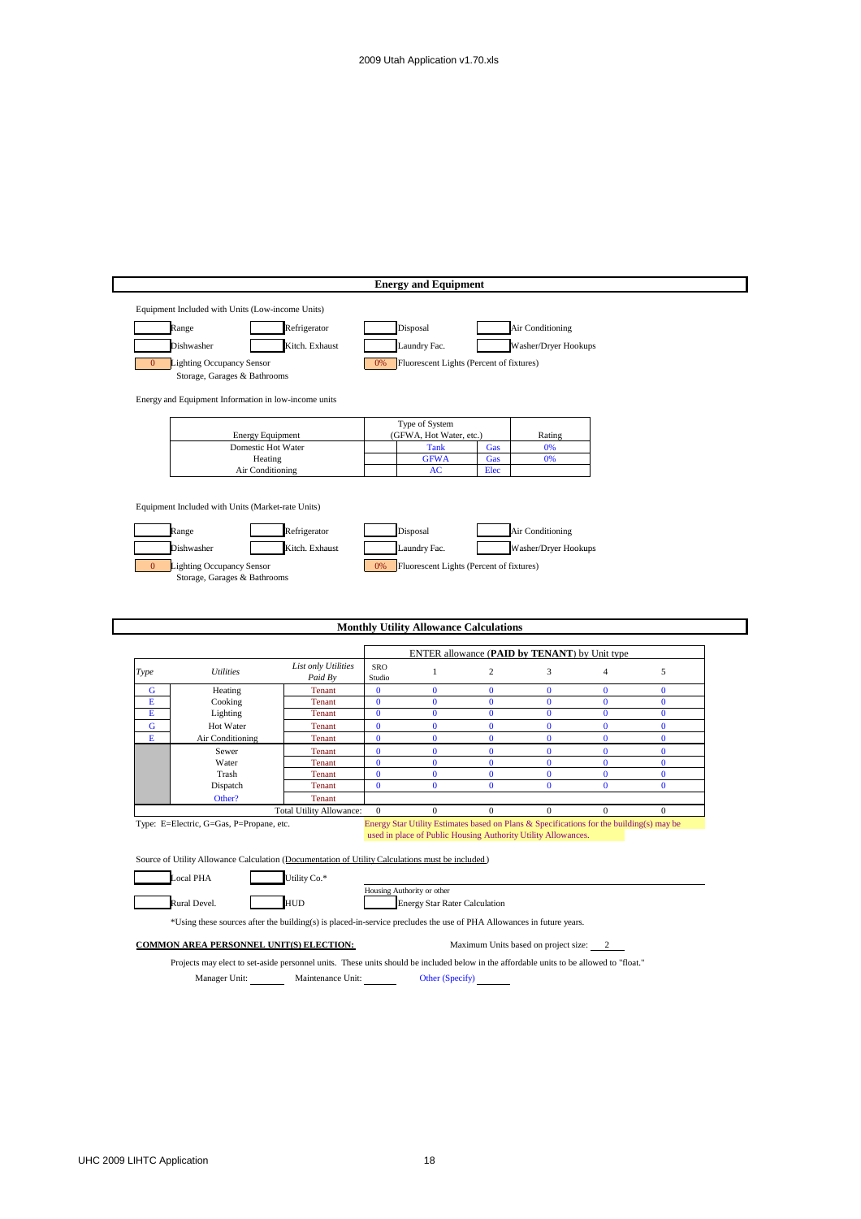## Energy and Equipment

Equipment Included with Units (Low-income Units)

| | | | | | | | |
|---|---|---|---|---|---|---|---|
| | Range | | Refrigerator | | Disposal | | Air Conditioning |
| | Dishwasher | | Kitch. Exhaust | | Laundry Fac. | | Washer/Dryer Hookups |
| 0 | Lighting Occupancy Sensor Storage, Garages & Bathrooms | | | 0% | Fluorescent Lights (Percent of fixtures) | | |

Energy and Equipment Information in low-income units

| Energy Equipment | | Type of System (GFWA, Hot Water, etc.) | | Rating |
|---|---|---|---|---|
| Domestic Hot Water | | Tank | Gas | 0% |
| Heating | | GFWA | Gas | 0% |
| Air Conditioning | | AC | Elec | |

Equipment Included with Units (Market-rate Units)

| | | | | | | | |
|---|---|---|---|---|---|---|---|
| | Range | | Refrigerator | | Disposal | | Air Conditioning |
| | Dishwasher | | Kitch. Exhaust | | Laundry Fac. | | Washer/Dryer Hookups |
| 0 | Lighting Occupancy Sensor Storage, Garages & Bathrooms | | | 0% | Fluorescent Lights (Percent of fixtures) | | |

## Monthly Utility Allowance Calculations

| | | | ENTER allowance (**PAID by TENANT**) by Unit type | | | | | |
|---|---|---|---|---|---|---|---|---|
| *Type* | *Utilities* | *List only Utilities Paid By* | SRO Studio | 1 | 2 | 3 | 4 | 5 |
| G | Heating | Tenant | 0 | 0 | 0 | 0 | 0 | 0 |
| E | Cooking | Tenant | 0 | 0 | 0 | 0 | 0 | 0 |
| E | Lighting | Tenant | 0 | 0 | 0 | 0 | 0 | 0 |
| G | Hot Water | Tenant | 0 | 0 | 0 | 0 | 0 | 0 |
| E | Air Conditioning | Tenant | 0 | 0 | 0 | 0 | 0 | 0 |
| | Sewer | Tenant | 0 | 0 | 0 | 0 | 0 | 0 |
| | Water | Tenant | 0 | 0 | 0 | 0 | 0 | 0 |
| | Trash | Tenant | 0 | 0 | 0 | 0 | 0 | 0 |
| | Dispatch | Tenant | 0 | 0 | 0 | 0 | 0 | 0 |
| | Other? | Tenant | | | | | | |
| | | Total Utility Allowance: | 0 | 0 | 0 | 0 | 0 | 0 |

Type: E=Electric, G=Gas, P=Propane, etc.

Energy Star Utility Estimates based on Plans & Specifications for the building(s) may be used in place of Public Housing Authority Utility Allowances.

Source of Utility Allowance Calculation (Documentation of Utility Calculations must be included)

| | | | |
|---|---|---|---|
| | Local PHA | | Utility Co.* |
| | Rural Devel. | | HUD |

Housing Authority or other

Energy Star Rater Calculation

*Using these sources after the building(s) is placed-in-service precludes the use of PHA Allowances in future years.

**COMMON AREA PERSONNEL UNIT(S) ELECTION:** Maximum Units based on project size: 2

Projects may elect to set-aside personnel units. These units should be included below in the affordable units to be allowed to "float."

Manager Unit: \_\_\_\_\_\_ Maintenance Unit: \_\_\_\_\_\_ Other (Specify) \_\_\_\_\_\_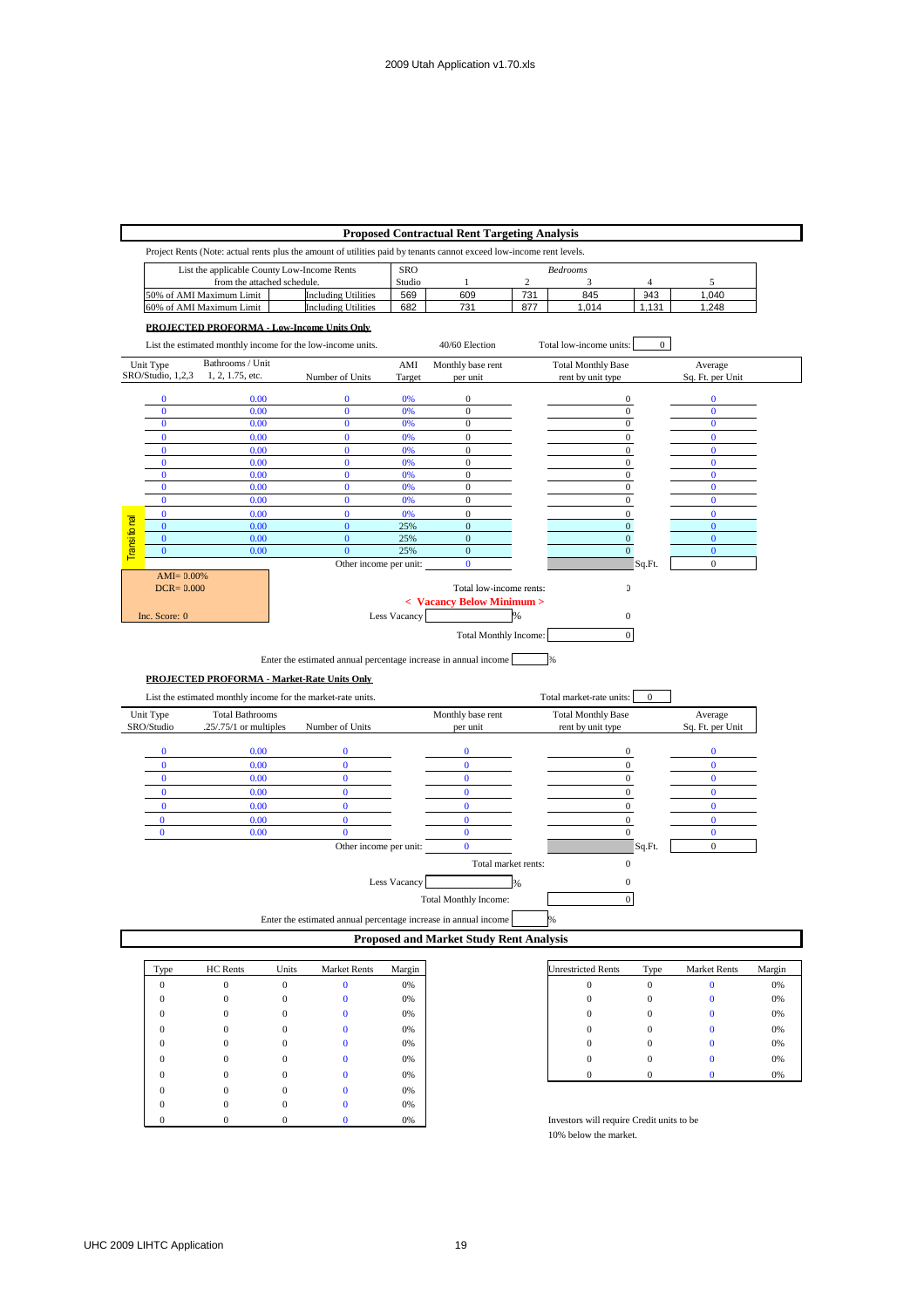## Proposed Contractual Rent Targeting Analysis

Project Rents (Note: actual rents plus the amount of utilities paid by tenants cannot exceed low-income rent levels.

| List the applicable County Low-Income Rents from the attached schedule. | | SRO Studio | Bedrooms 1 | 2 | 3 | 4 | 5 |
|---|---|---|---|---|---|---|---|
| 50% of AMI Maximum Limit | Including Utilities | 569 | 609 | 731 | 845 | 943 | 1,040 |
| 60% of AMI Maximum Limit | Including Utilities | 682 | 731 | 877 | 1,014 | 1,131 | 1,248 |

**PROJECTED PROFORMA - Low-Income Units Only**

List the estimated monthly income for the low-income units. 40/60 Election Total low-income units: 0

| Unit Type SRO/Studio, 1,2,3 | Bathrooms / Unit 1, 2, 1.75, etc. | Number of Units | AMI Target | Monthly base rent per unit | Total Monthly Base rent by unit type | Average Sq. Ft. per Unit |
|---|---|---|---|---|---|---|
| 0 | 0.00 | 0 | 0% | 0 | 0 | 0 |
| 0 | 0.00 | 0 | 0% | 0 | 0 | 0 |
| 0 | 0.00 | 0 | 0% | 0 | 0 | 0 |
| 0 | 0.00 | 0 | 0% | 0 | 0 | 0 |
| 0 | 0.00 | 0 | 0% | 0 | 0 | 0 |
| 0 | 0.00 | 0 | 0% | 0 | 0 | 0 |
| 0 | 0.00 | 0 | 0% | 0 | 0 | 0 |
| 0 | 0.00 | 0 | 0% | 0 | 0 | 0 |
| 0 | 0.00 | 0 | 0% | 0 | 0 | 0 |
| 0 | 0.00 | 0 | 0% | 0 | 0 | 0 |
| Transitional 0 | 0.00 | 0 | 25% | 0 | 0 | 0 |
| Transitional 0 | 0.00 | 0 | 25% | 0 | 0 | 0 |
| Transitional 0 | 0.00 | 0 | 25% | 0 | 0 | 0 |
| | | Other income per unit: | | 0 | Sq.Ft. | 0 |

AMI= 0.00%
DCR= 0.000
Inc. Score: 0

Total low-income rents: 0

**< Vacancy Below Minimum >**

Less Vacancy %: 0

Total Monthly Income: 0

Enter the estimated annual percentage increase in annual income %

**PROJECTED PROFORMA - Market-Rate Units Only**

List the estimated monthly income for the market-rate units. Total market-rate units: 0

| Unit Type SRO/Studio | Total Bathrooms .25/.75/1 or multiples | Number of Units | Monthly base rent per unit | Total Monthly Base rent by unit type | Average Sq. Ft. per Unit |
|---|---|---|---|---|---|
| 0 | 0.00 | 0 | 0 | 0 | 0 |
| 0 | 0.00 | 0 | 0 | 0 | 0 |
| 0 | 0.00 | 0 | 0 | 0 | 0 |
| 0 | 0.00 | 0 | 0 | 0 | 0 |
| 0 | 0.00 | 0 | 0 | 0 | 0 |
| 0 | 0.00 | 0 | 0 | 0 | 0 |
| 0 | 0.00 | 0 | 0 | 0 | 0 |
| | | Other income per unit: | 0 | Sq.Ft. | 0 |

Total market rents: 0

Less Vacancy %: 0

Total Monthly Income: 0

Enter the estimated annual percentage increase in annual income %

## Proposed and Market Study Rent Analysis

| Type | HC Rents | Units | Market Rents | Margin |
|---|---|---|---|---|
| 0 | 0 | 0 | 0 | 0% |
| 0 | 0 | 0 | 0 | 0% |
| 0 | 0 | 0 | 0 | 0% |
| 0 | 0 | 0 | 0 | 0% |
| 0 | 0 | 0 | 0 | 0% |
| 0 | 0 | 0 | 0 | 0% |
| 0 | 0 | 0 | 0 | 0% |
| 0 | 0 | 0 | 0 | 0% |
| 0 | 0 | 0 | 0 | 0% |
| 0 | 0 | 0 | 0 | 0% |

| Unrestricted Rents | Type | Market Rents | Margin |
|---|---|---|---|
| 0 | 0 | 0 | 0% |
| 0 | 0 | 0 | 0% |
| 0 | 0 | 0 | 0% |
| 0 | 0 | 0 | 0% |
| 0 | 0 | 0 | 0% |
| 0 | 0 | 0 | 0% |
| 0 | 0 | 0 | 0% |

Investors will require Credit units to be 10% below the market.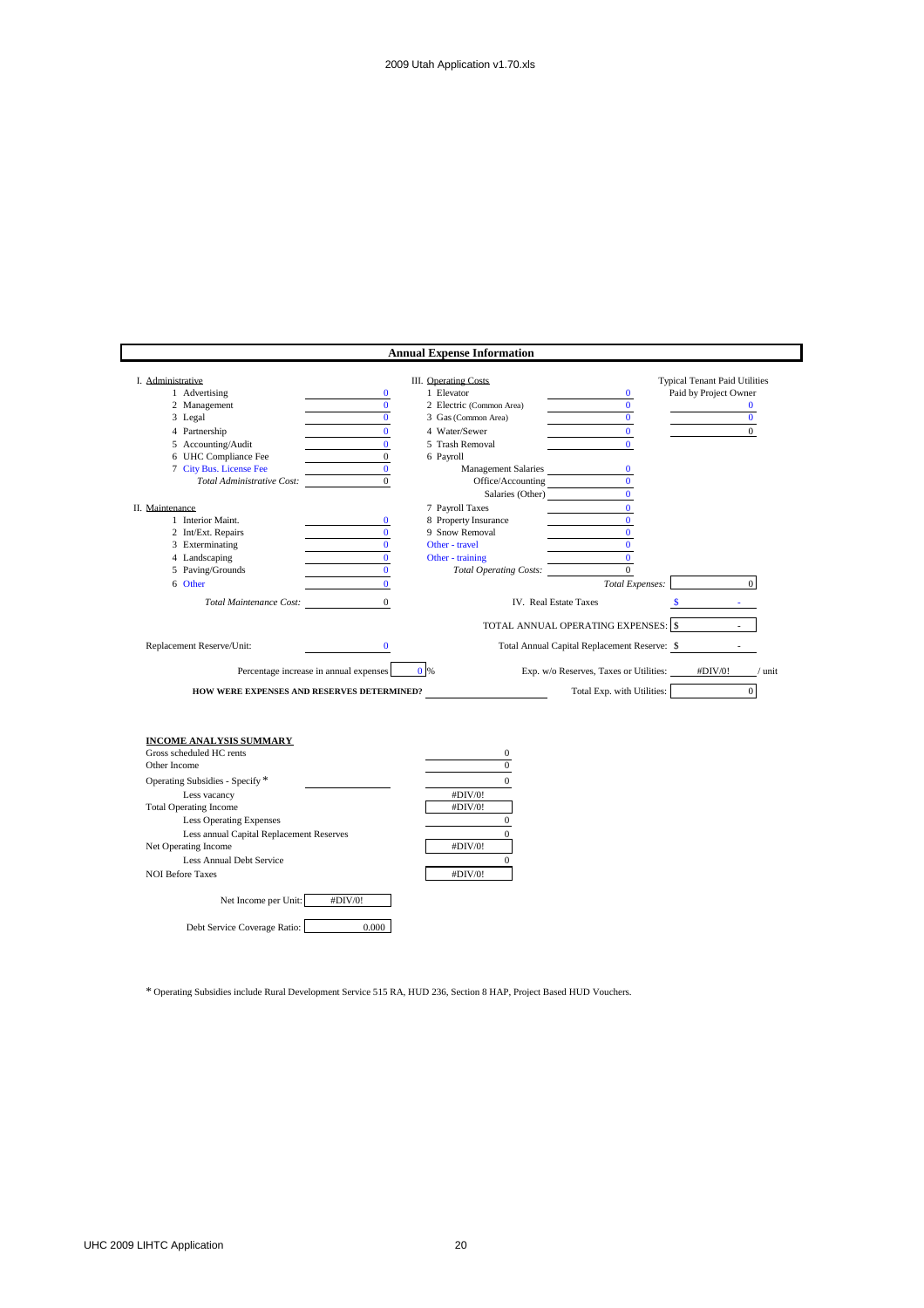## Annual Expense Information

| I. Administrative | | III. Operating Costs | | Typical Tenant Paid Utilities Paid by Project Owner |
|---|---|---|---|---|
| 1 Advertising | 0 | 1 Elevator | 0 | |
| 2 Management | 0 | 2 Electric (Common Area) | 0 | 0 |
| 3 Legal | 0 | 3 Gas (Common Area) | 0 | 0 |
| 4 Partnership | 0 | 4 Water/Sewer | 0 | 0 |
| 5 Accounting/Audit | 0 | 5 Trash Removal | 0 | |
| 6 UHC Compliance Fee | 0 | 6 Payroll | | |
| 7 City Bus. License Fee | 0 | Management Salaries | 0 | |
| *Total Administrative Cost:* | 0 | Office/Accounting | 0 | |
| | | Salaries (Other) | 0 | |
| **II. Maintenance** | | 7 Payroll Taxes | 0 | |
| 1 Interior Maint. | 0 | 8 Property Insurance | 0 | |
| 2 Int/Ext. Repairs | 0 | 9 Snow Removal | 0 | |
| 3 Exterminating | 0 | Other - travel | 0 | |
| 4 Landscaping | 0 | Other - training | 0 | |
| 5 Paving/Grounds | 0 | *Total Operating Costs:* | 0 | |
| 6 Other | 0 | | *Total Expenses:* | 0 |
| *Total Maintenance Cost:* | 0 | IV. Real Estate Taxes | | $ - |
| | | TOTAL ANNUAL OPERATING EXPENSES: | | $ - |
| Replacement Reserve/Unit: | 0 | Total Annual Capital Replacement Reserve: | | $ - |
| Percentage increase in annual expenses | 0 % | Exp. w/o Reserves, Taxes or Utilities: | | #DIV/0! / unit |
| **HOW WERE EXPENSES AND RESERVES DETERMINED?** | | Total Exp. with Utilities: | | 0 |

### INCOME ANALYSIS SUMMARY

| | | |
|---|---|---|
| Gross scheduled HC rents | | 0 |
| Other Income | | 0 |
| Operating Subsidies - Specify * | | 0 |
| Less vacancy | | #DIV/0! |
| Total Operating Income | | #DIV/0! |
| Less Operating Expenses | | 0 |
| Less annual Capital Replacement Reserves | | 0 |
| Net Operating Income | | #DIV/0! |
| Less Annual Debt Service | | 0 |
| NOI Before Taxes | | #DIV/0! |

Net Income per Unit: #DIV/0!

Debt Service Coverage Ratio: 0.000

* Operating Subsidies include Rural Development Service 515 RA, HUD 236, Section 8 HAP, Project Based HUD Vouchers.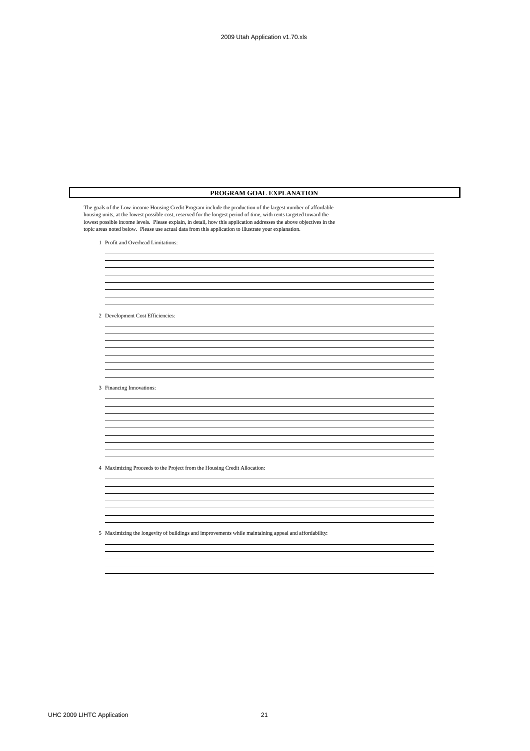## PROGRAM GOAL EXPLANATION

The goals of the Low-income Housing Credit Program include the production of the largest number of affordable housing units, at the lowest possible cost, reserved for the longest period of time, with rents targeted toward the lowest possible income levels. Please explain, in detail, how this application addresses the above objectives in the topic areas noted below. Please use actual data from this application to illustrate your explanation.

1 Profit and Overhead Limitations:

2 Development Cost Efficiencies:

3 Financing Innovations:

4 Maximizing Proceeds to the Project from the Housing Credit Allocation:

5 Maximizing the longevity of buildings and improvements while maintaining appeal and affordability: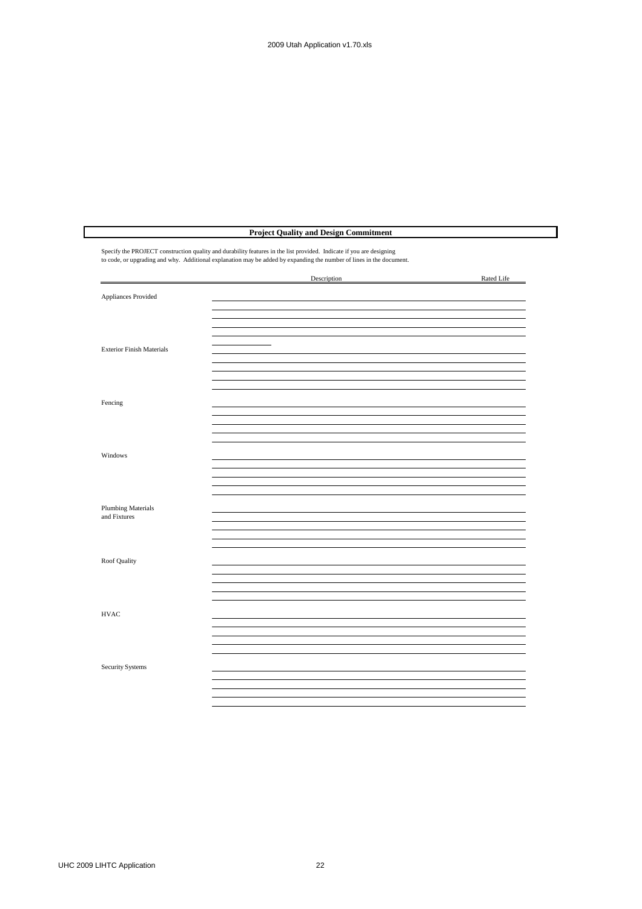## Project Quality and Design Commitment

Specify the PROJECT construction quality and durability features in the list provided. Indicate if you are designing to code, or upgrading and why. Additional explanation may be added by expanding the number of lines in the document.

| | Description | Rated Life |
|---|---|---|
| Appliances Provided | | |
| | | |
| | | |
| | | |
| | | |
| Exterior Finish Materials | | |
| | | |
| | | |
| | | |
| | | |
| Fencing | | |
| | | |
| | | |
| | | |
| | | |
| Windows | | |
| | | |
| | | |
| | | |
| | | |
| Plumbing Materials and Fixtures | | |
| | | |
| | | |
| | | |
| | | |
| Roof Quality | | |
| | | |
| | | |
| | | |
| | | |
| HVAC | | |
| | | |
| | | |
| | | |
| | | |
| Security Systems | | |
| | | |
| | | |
| | | |
| | | |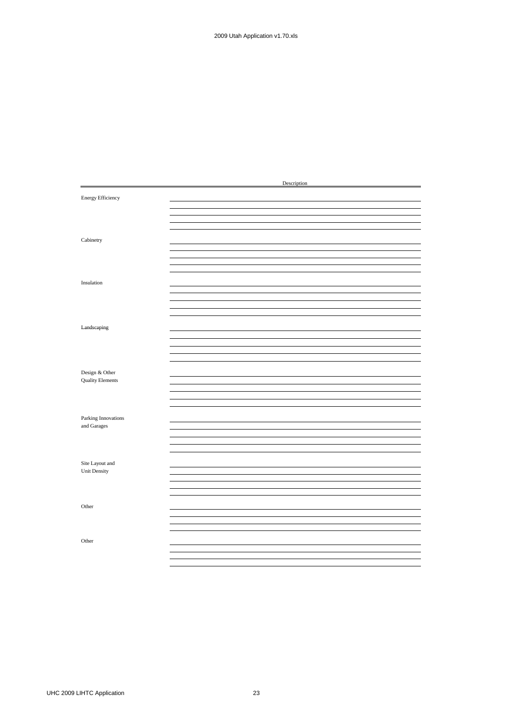| | Description |
|---|---|
| Energy Efficiency | |
| | |
| | |
| | |
| | |
| Cabinetry | |
| | |
| | |
| | |
| | |
| Insulation | |
| | |
| | |
| | |
| | |
| Landscaping | |
| | |
| | |
| | |
| | |
| Design & Other Quality Elements | |
| | |
| | |
| | |
| | |
| Parking Innovations and Garages | |
| | |
| | |
| | |
| | |
| Site Layout and Unit Density | |
| | |
| | |
| | |
| | |
| Other | |
| | |
| | |
| | |
| Other | |
| | |
| | |
| | |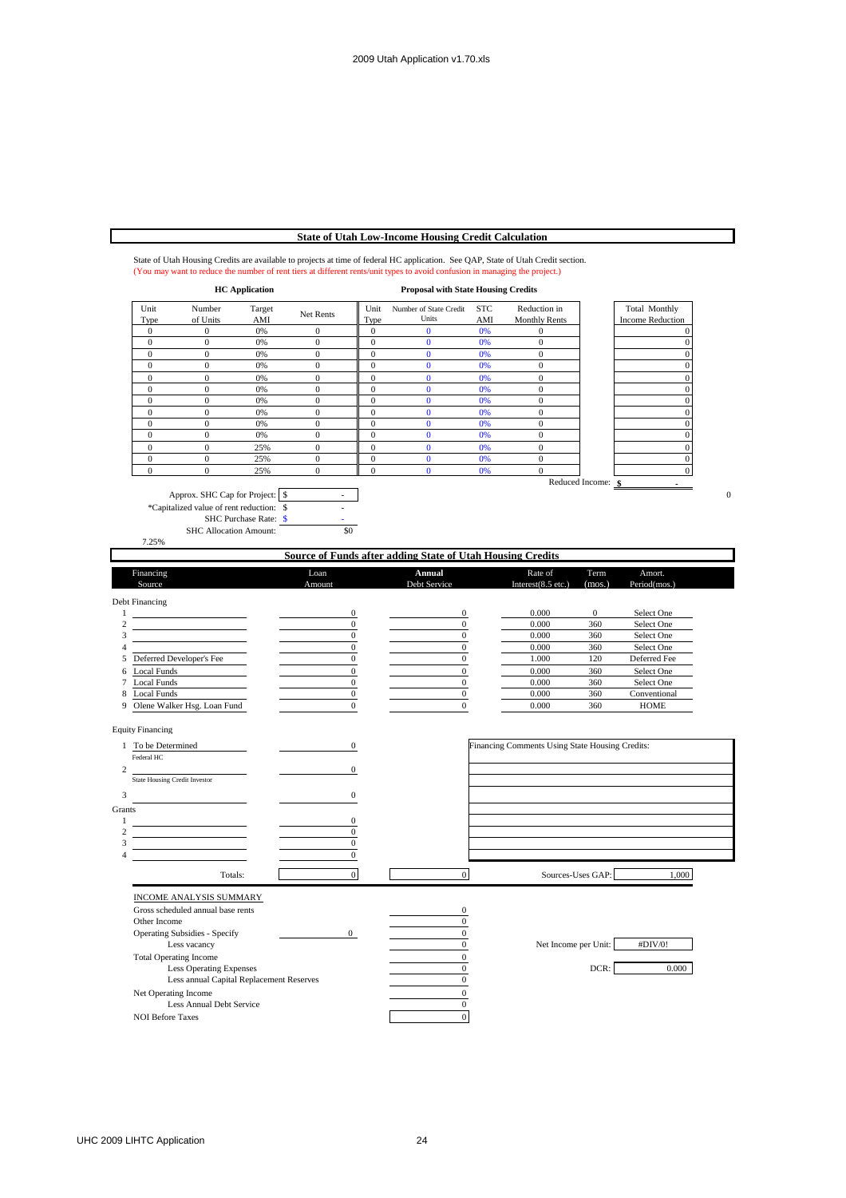## State of Utah Low-Income Housing Credit Calculation

State of Utah Housing Credits are available to projects at time of federal HC application. See QAP, State of Utah Credit section.
(You may want to reduce the number of rent tiers at different rents/unit types to avoid confusion in managing the project.)

| HC Application | | | | Proposal with State Housing Credits | | | | |
|---|---|---|---|---|---|---|---|---|
| Unit Type | Number of Units | Target AMI | Net Rents | Unit Type | Number of State Credit Units | STC AMI | Reduction in Monthly Rents | Total Monthly Income Reduction |
| 0 | 0 | 0% | 0 | 0 | 0 | 0% | 0 | 0 |
| 0 | 0 | 0% | 0 | 0 | 0 | 0% | 0 | 0 |
| 0 | 0 | 0% | 0 | 0 | 0 | 0% | 0 | 0 |
| 0 | 0 | 0% | 0 | 0 | 0 | 0% | 0 | 0 |
| 0 | 0 | 0% | 0 | 0 | 0 | 0% | 0 | 0 |
| 0 | 0 | 0% | 0 | 0 | 0 | 0% | 0 | 0 |
| 0 | 0 | 0% | 0 | 0 | 0 | 0% | 0 | 0 |
| 0 | 0 | 0% | 0 | 0 | 0 | 0% | 0 | 0 |
| 0 | 0 | 0% | 0 | 0 | 0 | 0% | 0 | 0 |
| 0 | 0 | 0% | 0 | 0 | 0 | 0% | 0 | 0 |
| 0 | 0 | 25% | 0 | 0 | 0 | 0% | 0 | 0 |
| 0 | 0 | 25% | 0 | 0 | 0 | 0% | 0 | 0 |
| 0 | 0 | 25% | 0 | 0 | 0 | 0% | 0 | 0 |
| | | | | | | | Reduced Income: | $ - |

0

Approx. SHC Cap for Project: $ -
*Capitalized value of rent reduction: $ -
SHC Purchase Rate: $ -
SHC Allocation Amount: $0

7.25%

## Source of Funds after adding State of Utah Housing Credits

| | Financing Source | Loan Amount | Annual Debt Service | Rate of Interest(8.5 etc.) | Term (mos.) | Amort. Period(mos.) |
|---|---|---|---|---|---|---|
| **Debt Financing** | | | | | | |
| 1 | | 0 | 0 | 0.000 | 0 | Select One |
| 2 | | 0 | 0 | 0.000 | 360 | Select One |
| 3 | | 0 | 0 | 0.000 | 360 | Select One |
| 4 | | 0 | 0 | 0.000 | 360 | Select One |
| 5 | Deferred Developer's Fee | 0 | 0 | 1.000 | 120 | Deferred Fee |
| 6 | Local Funds | 0 | 0 | 0.000 | 360 | Select One |
| 7 | Local Funds | 0 | 0 | 0.000 | 360 | Select One |
| 8 | Local Funds | 0 | 0 | 0.000 | 360 | Conventional |
| 9 | Olene Walker Hsg. Loan Fund | 0 | 0 | 0.000 | 360 | HOME |
| **Equity Financing** | | | | | | |
| 1 | To be Determined (Federal HC) | 0 | | | | |
| 2 | (State Housing Credit Investor) | 0 | | | | |
| 3 | | 0 | | | | |
| **Grants** | | | | | | |
| 1 | | 0 | | | | |
| 2 | | 0 | | | | |
| 3 | | 0 | | | | |
| 4 | | 0 | | | | |
| | Totals: | 0 | 0 | | Sources-Uses GAP: | 1,000 |

Financing Comments Using State Housing Credits:

### INCOME ANALYSIS SUMMARY

| | | |
|---|---|---|
| Gross scheduled annual base rents | | 0 |
| Other Income | | 0 |
| Operating Subsidies - Specify | 0 | 0 |
| Less vacancy | | 0 |
| Total Operating Income | | 0 |
| Less Operating Expenses | | 0 |
| Less annual Capital Replacement Reserves | | 0 |
| Net Operating Income | | 0 |
| Less Annual Debt Service | | 0 |
| NOI Before Taxes | | 0 |

Net Income per Unit: #DIV/0!

DCR: 0.000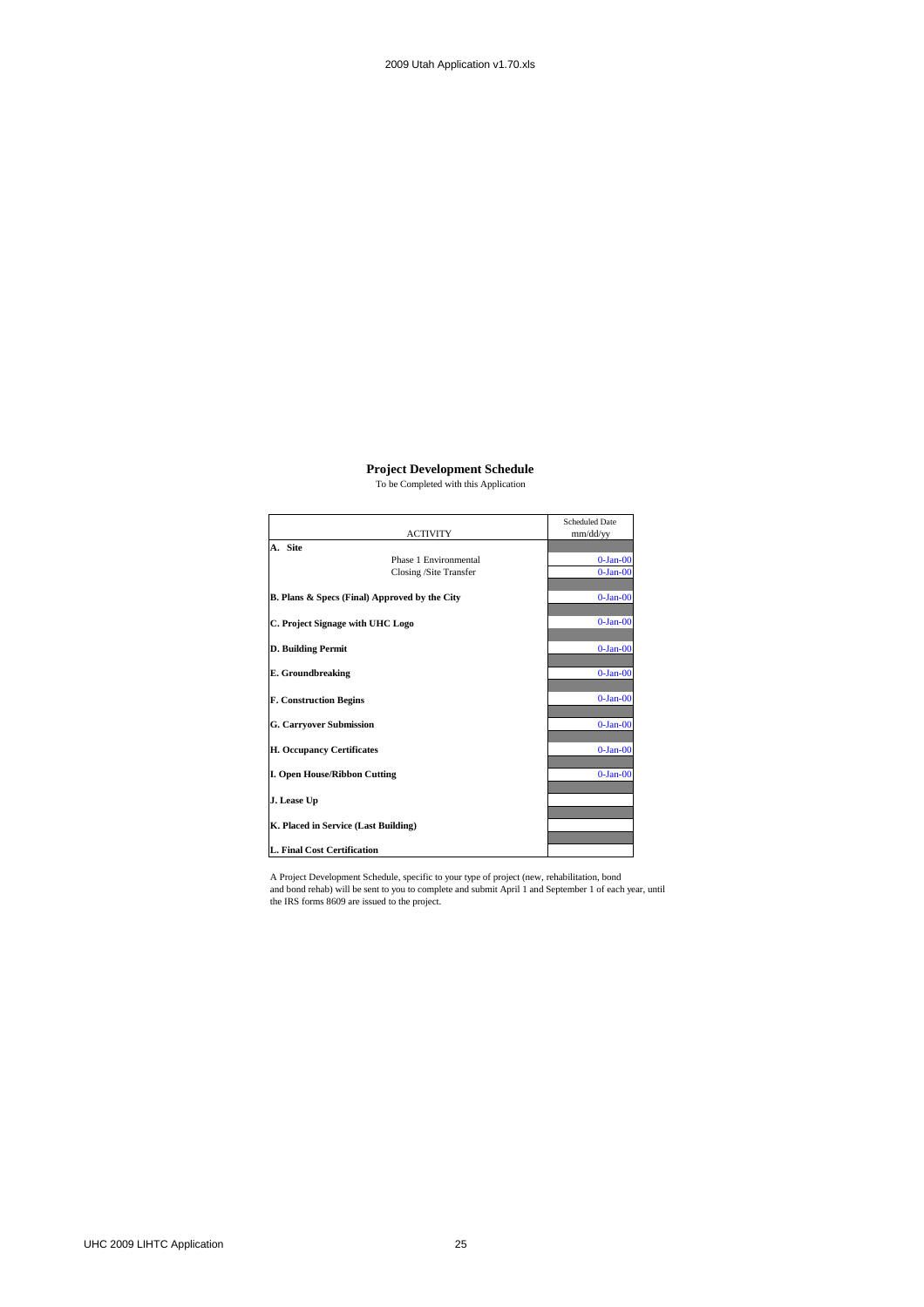## Project Development Schedule

To be Completed with this Application

| ACTIVITY | Scheduled Date mm/dd/yy |
|---|---|
| **A. Site** | |
| Phase 1 Environmental | 0-Jan-00 |
| Closing /Site Transfer | 0-Jan-00 |
| **B. Plans & Specs (Final) Approved by the City** | 0-Jan-00 |
| **C. Project Signage with UHC Logo** | 0-Jan-00 |
| **D. Building Permit** | 0-Jan-00 |
| **E. Groundbreaking** | 0-Jan-00 |
| **F. Construction Begins** | 0-Jan-00 |
| **G. Carryover Submission** | 0-Jan-00 |
| **H. Occupancy Certificates** | 0-Jan-00 |
| **I. Open House/Ribbon Cutting** | 0-Jan-00 |
| **J. Lease Up** | |
| **K. Placed in Service (Last Building)** | |
| **L. Final Cost Certification** | |

A Project Development Schedule, specific to your type of project (new, rehabilitation, bond and bond rehab) will be sent to you to complete and submit April 1 and September 1 of each year, until the IRS forms 8609 are issued to the project.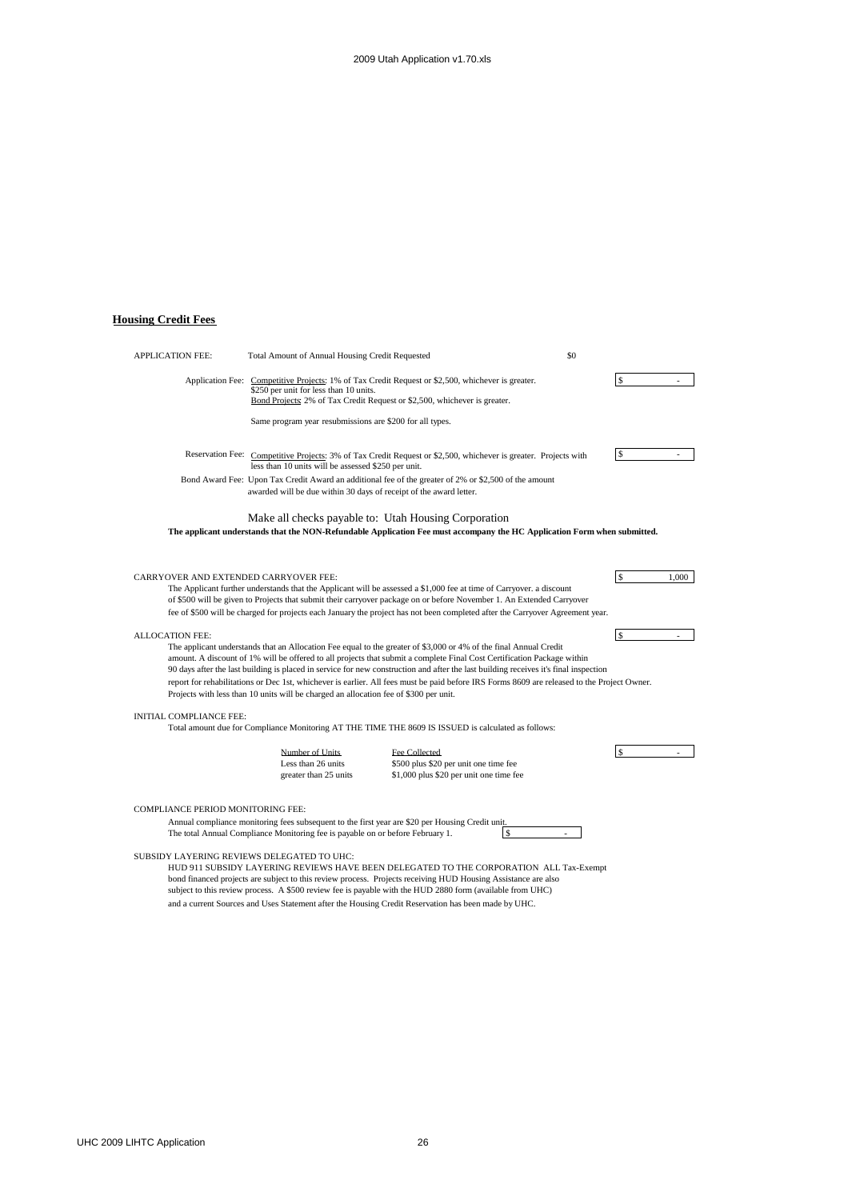## Housing Credit Fees

APPLICATION FEE: Total Amount of Annual Housing Credit Requested $0

Application Fee: Competitive Projects: 1% of Tax Credit Request or $2,500, whichever is greater. $250 per unit for less than 10 units.
Bond Projects: 2% of Tax Credit Request or $2,500, whichever is greater. $ -

Same program year resubmissions are $200 for all types.

Reservation Fee: Competitive Projects: 3% of Tax Credit Request or $2,500, whichever is greater. Projects with less than 10 units will be assessed $250 per unit. $ -

Bond Award Fee: Upon Tax Credit Award an additional fee of the greater of 2% or $2,500 of the amount awarded will be due within 30 days of receipt of the award letter.

Make all checks payable to: Utah Housing Corporation

**The applicant understands that the NON-Refundable Application Fee must accompany the HC Application Form when submitted.**

CARRYOVER AND EXTENDED CARRYOVER FEE: $ 1,000

The Applicant further understands that the Applicant will be assessed a $1,000 fee at time of Carryover. a discount of $500 will be given to Projects that submit their carryover package on or before November 1. An Extended Carryover fee of $500 will be charged for projects each January the project has not been completed after the Carryover Agreement year.

ALLOCATION FEE: $ -

The applicant understands that an Allocation Fee equal to the greater of $3,000 or 4% of the final Annual Credit amount. A discount of 1% will be offered to all projects that submit a complete Final Cost Certification Package within 90 days after the last building is placed in service for new construction and after the last building receives it's final inspection report for rehabilitations or Dec 1st, whichever is earlier. All fees must be paid before IRS Forms 8609 are released to the Project Owner. Projects with less than 10 units will be charged an allocation fee of $300 per unit.

INITIAL COMPLIANCE FEE:

Total amount due for Compliance Monitoring AT THE TIME THE 8609 IS ISSUED is calculated as follows: $ -

| Number of Units | Fee Collected |
|---|---|
| Less than 26 units | $500 plus $20 per unit one time fee |
| greater than 25 units | $1,000 plus $20 per unit one time fee |

COMPLIANCE PERIOD MONITORING FEE:

Annual compliance monitoring fees subsequent to the first year are $20 per Housing Credit unit.
The total Annual Compliance Monitoring fee is payable on or before February 1. $ -

SUBSIDY LAYERING REVIEWS DELEGATED TO UHC:

HUD 911 SUBSIDY LAYERING REVIEWS HAVE BEEN DELEGATED TO THE CORPORATION ALL Tax-Exempt bond financed projects are subject to this review process. Projects receiving HUD Housing Assistance are also subject to this review process. A $500 review fee is payable with the HUD 2880 form (available from UHC) and a current Sources and Uses Statement after the Housing Credit Reservation has been made by UHC.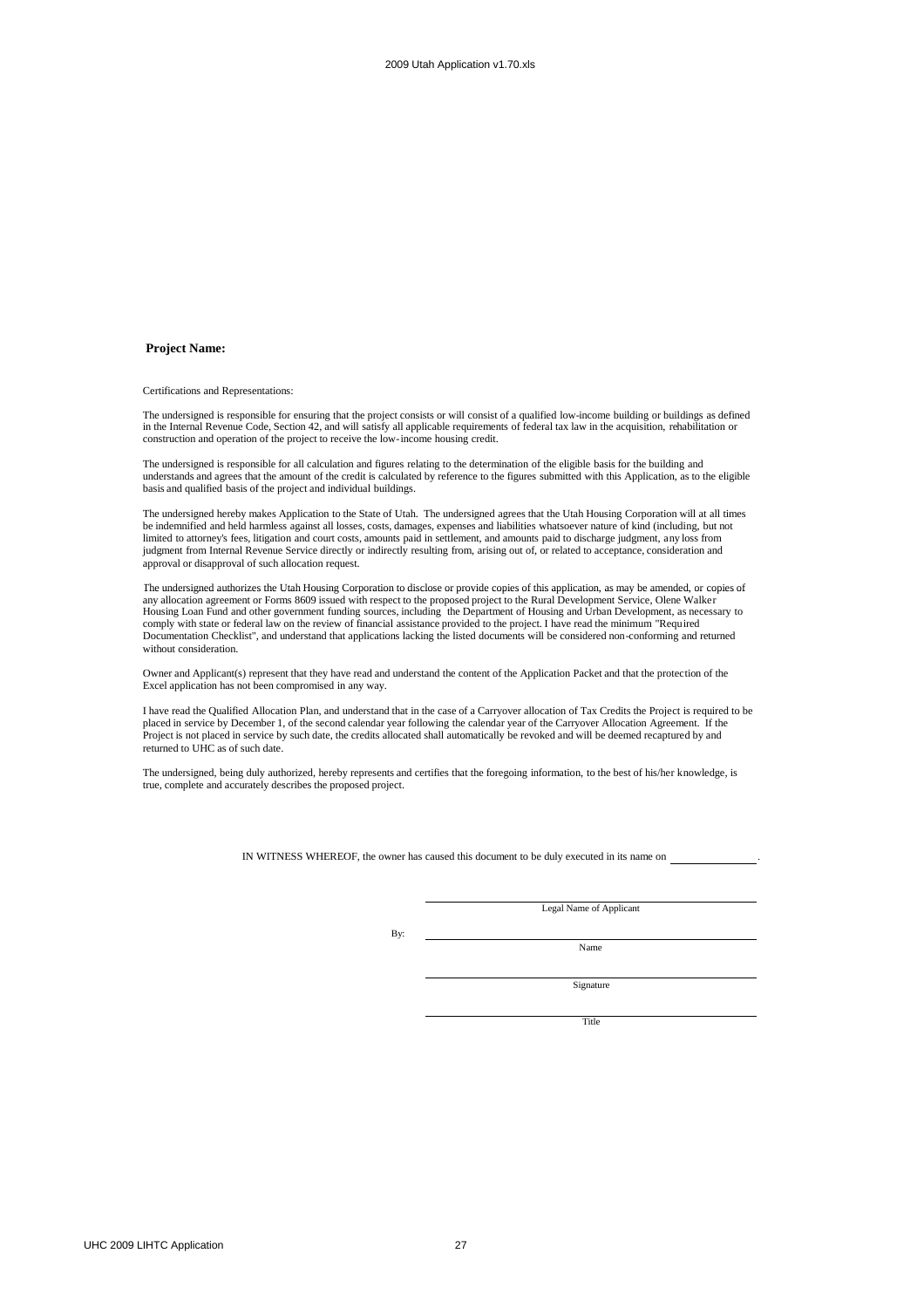**Project Name:**

Certifications and Representations:

The undersigned is responsible for ensuring that the project consists or will consist of a qualified low-income building or buildings as defined in the Internal Revenue Code, Section 42, and will satisfy all applicable requirements of federal tax law in the acquisition, rehabilitation or construction and operation of the project to receive the low-income housing credit.

The undersigned is responsible for all calculation and figures relating to the determination of the eligible basis for the building and understands and agrees that the amount of the credit is calculated by reference to the figures submitted with this Application, as to the eligible basis and qualified basis of the project and individual buildings.

The undersigned hereby makes Application to the State of Utah. The undersigned agrees that the Utah Housing Corporation will at all times be indemnified and held harmless against all losses, costs, damages, expenses and liabilities whatsoever nature of kind (including, but not limited to attorney's fees, litigation and court costs, amounts paid in settlement, and amounts paid to discharge judgment, any loss from judgment from Internal Revenue Service directly or indirectly resulting from, arising out of, or related to acceptance, consideration and approval or disapproval of such allocation request.

The undersigned authorizes the Utah Housing Corporation to disclose or provide copies of this application, as may be amended, or copies of any allocation agreement or Forms 8609 issued with respect to the proposed project to the Rural Development Service, Olene Walker Housing Loan Fund and other government funding sources, including the Department of Housing and Urban Development, as necessary to comply with state or federal law on the review of financial assistance provided to the project. I have read the minimum "Required Documentation Checklist", and understand that applications lacking the listed documents will be considered non-conforming and returned without consideration.

Owner and Applicant(s) represent that they have read and understand the content of the Application Packet and that the protection of the Excel application has not been compromised in any way.

I have read the Qualified Allocation Plan, and understand that in the case of a Carryover allocation of Tax Credits the Project is required to be placed in service by December 1, of the second calendar year following the calendar year of the Carryover Allocation Agreement. If the Project is not placed in service by such date, the credits allocated shall automatically be revoked and will be deemed recaptured by and returned to UHC as of such date.

The undersigned, being duly authorized, hereby represents and certifies that the foregoing information, to the best of his/her knowledge, is true, complete and accurately describes the proposed project.

IN WITNESS WHEREOF, the owner has caused this document to be duly executed in its name on \_\_\_\_\_\_\_\_\_\_\_\_\_\_.

\_\_\_\_\_\_\_\_\_\_\_\_\_\_\_\_\_\_\_\_\_\_\_\_\_\_\_\_\_\_\_\_
Legal Name of Applicant

By: \_\_\_\_\_\_\_\_\_\_\_\_\_\_\_\_\_\_\_\_\_\_\_\_\_\_\_\_\_\_\_\_
Name

\_\_\_\_\_\_\_\_\_\_\_\_\_\_\_\_\_\_\_\_\_\_\_\_\_\_\_\_\_\_\_\_
Signature

\_\_\_\_\_\_\_\_\_\_\_\_\_\_\_\_\_\_\_\_\_\_\_\_\_\_\_\_\_\_\_\_
Title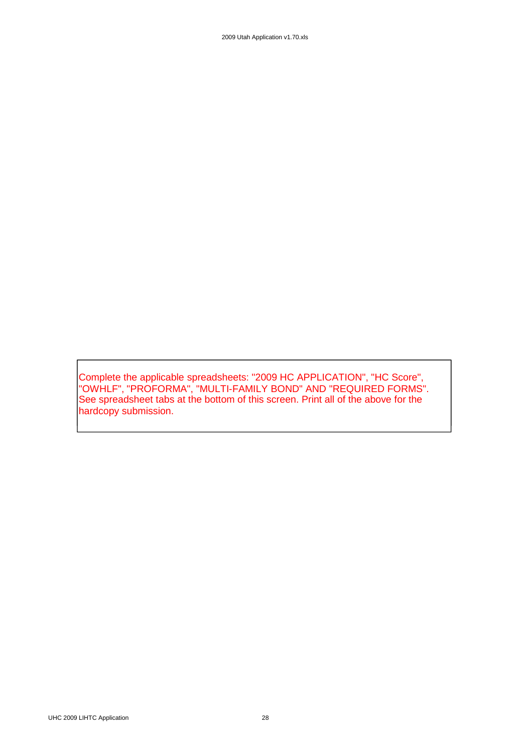Complete the applicable spreadsheets: "2009 HC APPLICATION", "HC Score", "OWHLF", "PROFORMA", "MULTI-FAMILY BOND" AND "REQUIRED FORMS". See spreadsheet tabs at the bottom of this screen. Print all of the above for the hardcopy submission.